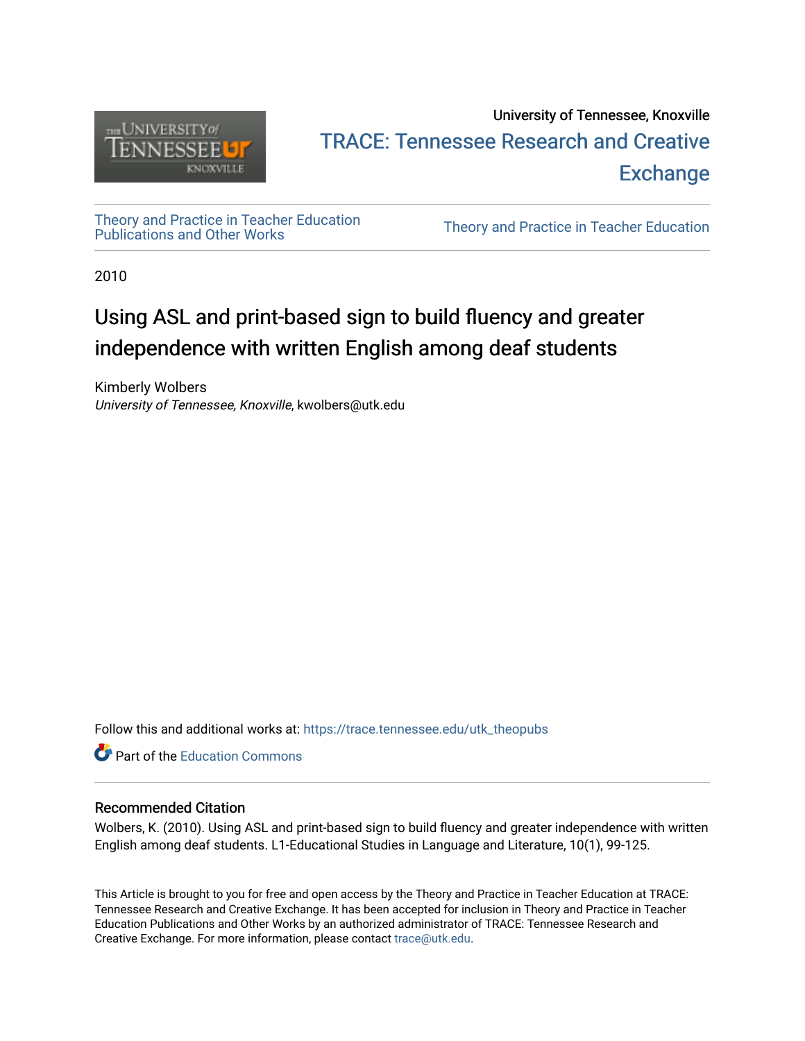University of Tennessee, Knoxville

TRACE: Tennessee Research and Creative Exchange

Theory and Practice in Teacher Education Publications and Other Works

Theory and Practice in Teacher Education

2010

# Using ASL and print-based sign to build fluency and greater independence with written English among deaf students

Kimberly Wolbers
*University of Tennessee, Knoxville*, kwolbers@utk.edu

Follow this and additional works at: https://trace.tennessee.edu/utk_theopubs

Part of the Education Commons

### Recommended Citation

Wolbers, K. (2010). Using ASL and print-based sign to build fluency and greater independence with written English among deaf students. L1-Educational Studies in Language and Literature, 10(1), 99-125.

This Article is brought to you for free and open access by the Theory and Practice in Teacher Education at TRACE: Tennessee Research and Creative Exchange. It has been accepted for inclusion in Theory and Practice in Teacher Education Publications and Other Works by an authorized administrator of TRACE: Tennessee Research and Creative Exchange. For more information, please contact trace@utk.edu.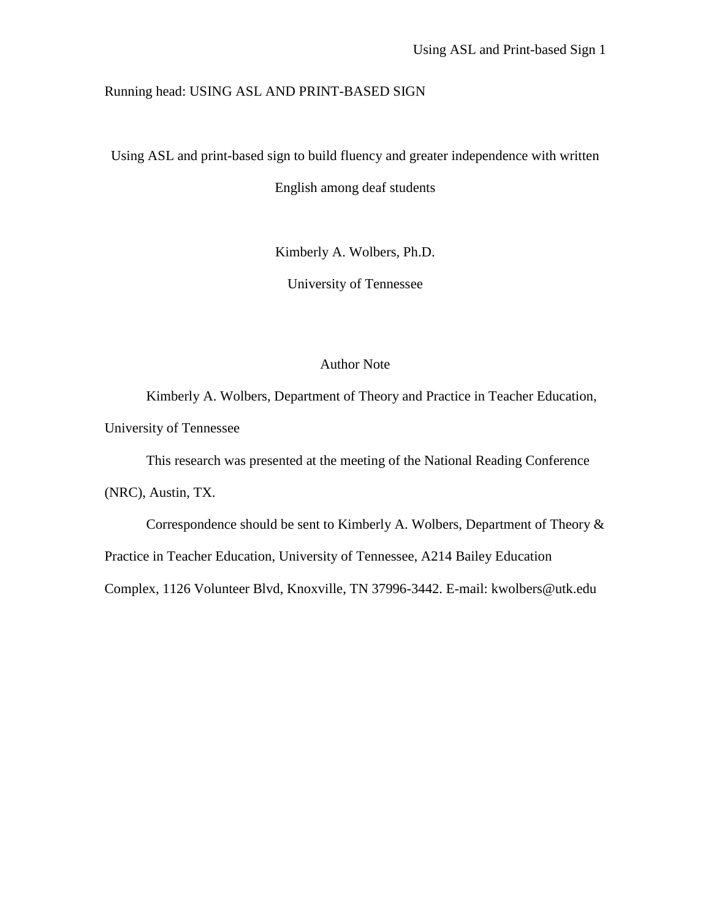Running head: USING ASL AND PRINT-BASED SIGN

# Using ASL and print-based sign to build fluency and greater independence with written English among deaf students

Kimberly A. Wolbers, Ph.D.

University of Tennessee

## Author Note

Kimberly A. Wolbers, Department of Theory and Practice in Teacher Education, University of Tennessee

This research was presented at the meeting of the National Reading Conference (NRC), Austin, TX.

Correspondence should be sent to Kimberly A. Wolbers, Department of Theory & Practice in Teacher Education, University of Tennessee, A214 Bailey Education Complex, 1126 Volunteer Blvd, Knoxville, TN 37996-3442. E-mail: kwolbers@utk.edu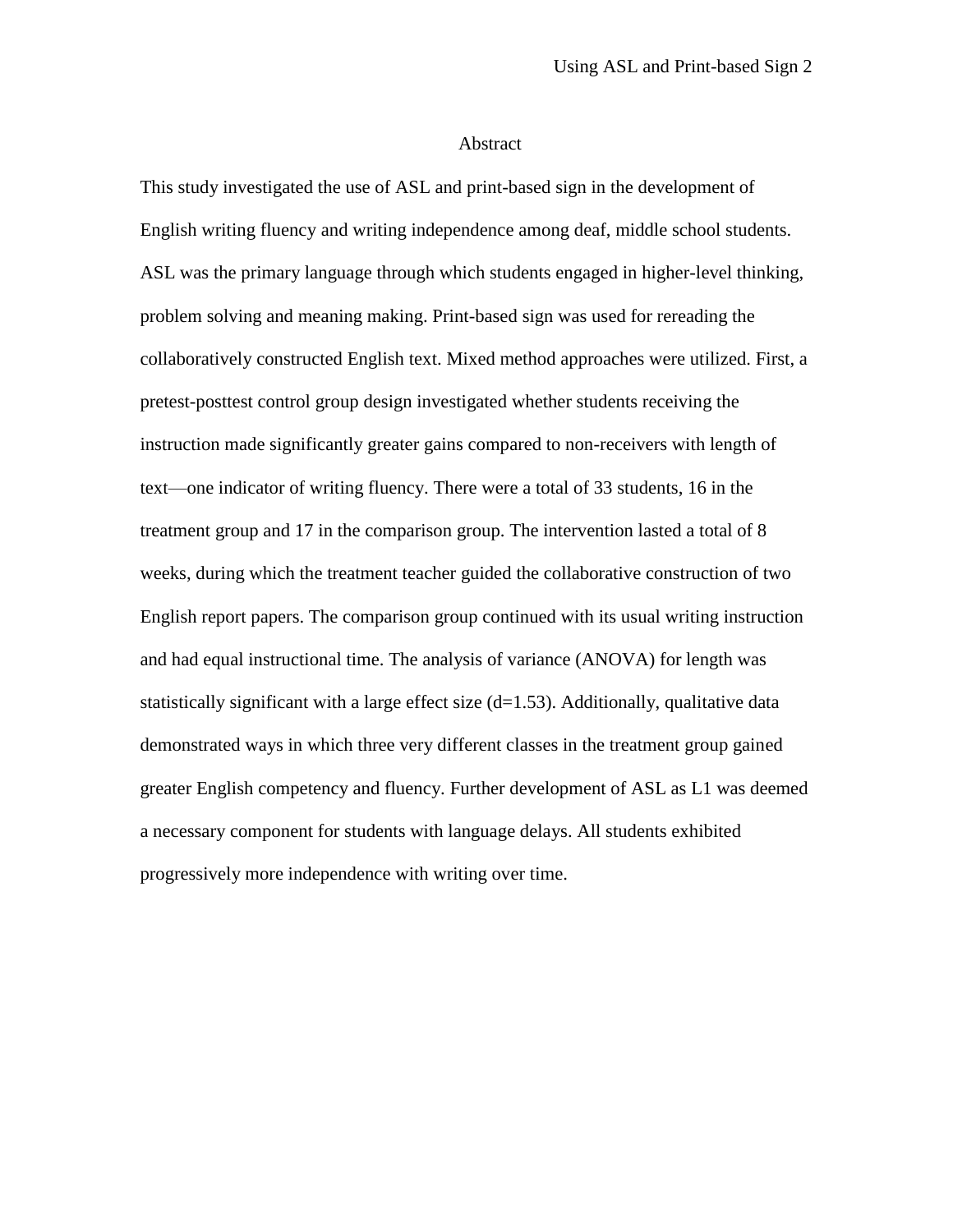# Abstract

This study investigated the use of ASL and print-based sign in the development of English writing fluency and writing independence among deaf, middle school students. ASL was the primary language through which students engaged in higher-level thinking, problem solving and meaning making. Print-based sign was used for rereading the collaboratively constructed English text. Mixed method approaches were utilized. First, a pretest-posttest control group design investigated whether students receiving the instruction made significantly greater gains compared to non-receivers with length of text—one indicator of writing fluency. There were a total of 33 students, 16 in the treatment group and 17 in the comparison group. The intervention lasted a total of 8 weeks, during which the treatment teacher guided the collaborative construction of two English report papers. The comparison group continued with its usual writing instruction and had equal instructional time. The analysis of variance (ANOVA) for length was statistically significant with a large effect size ($d=1.53$). Additionally, qualitative data demonstrated ways in which three very different classes in the treatment group gained greater English competency and fluency. Further development of ASL as L1 was deemed a necessary component for students with language delays. All students exhibited progressively more independence with writing over time.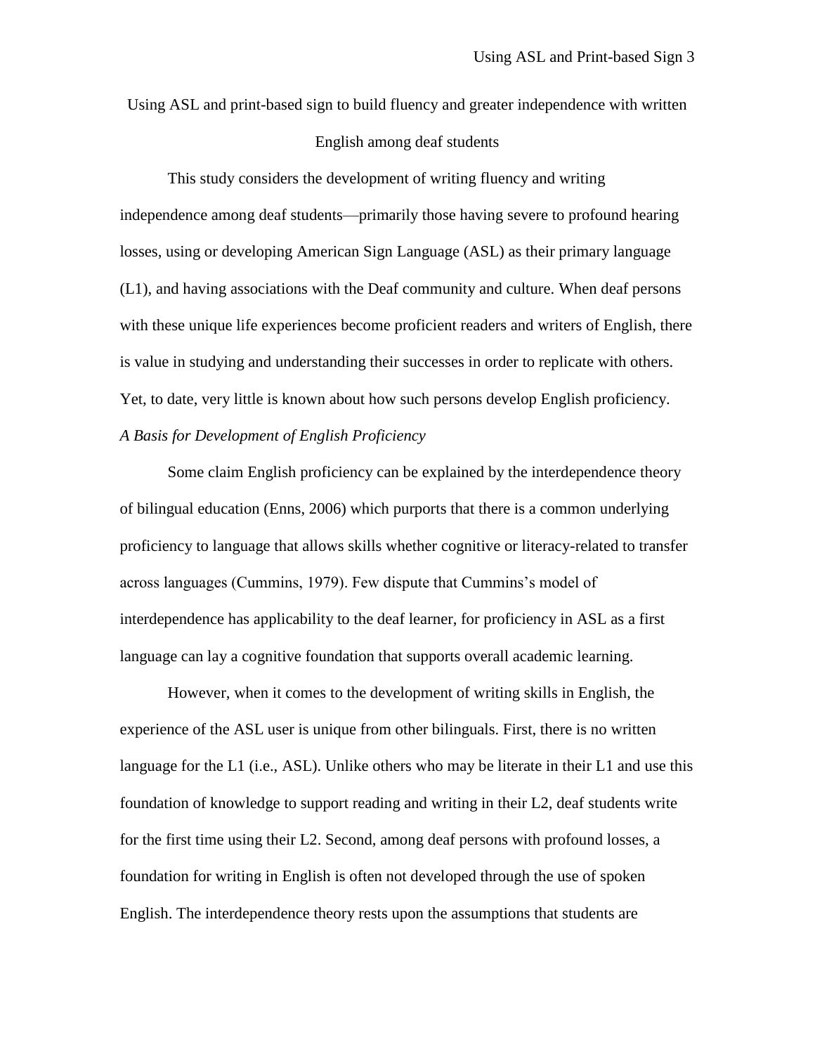# Using ASL and print-based sign to build fluency and greater independence with written English among deaf students

This study considers the development of writing fluency and writing independence among deaf students—primarily those having severe to profound hearing losses, using or developing American Sign Language (ASL) as their primary language (L1), and having associations with the Deaf community and culture. When deaf persons with these unique life experiences become proficient readers and writers of English, there is value in studying and understanding their successes in order to replicate with others. Yet, to date, very little is known about how such persons develop English proficiency.

### *A Basis for Development of English Proficiency*

Some claim English proficiency can be explained by the interdependence theory of bilingual education (Enns, 2006) which purports that there is a common underlying proficiency to language that allows skills whether cognitive or literacy-related to transfer across languages (Cummins, 1979). Few dispute that Cummins's model of interdependence has applicability to the deaf learner, for proficiency in ASL as a first language can lay a cognitive foundation that supports overall academic learning.

However, when it comes to the development of writing skills in English, the experience of the ASL user is unique from other bilinguals. First, there is no written language for the L1 (i.e., ASL). Unlike others who may be literate in their L1 and use this foundation of knowledge to support reading and writing in their L2, deaf students write for the first time using their L2. Second, among deaf persons with profound losses, a foundation for writing in English is often not developed through the use of spoken English. The interdependence theory rests upon the assumptions that students are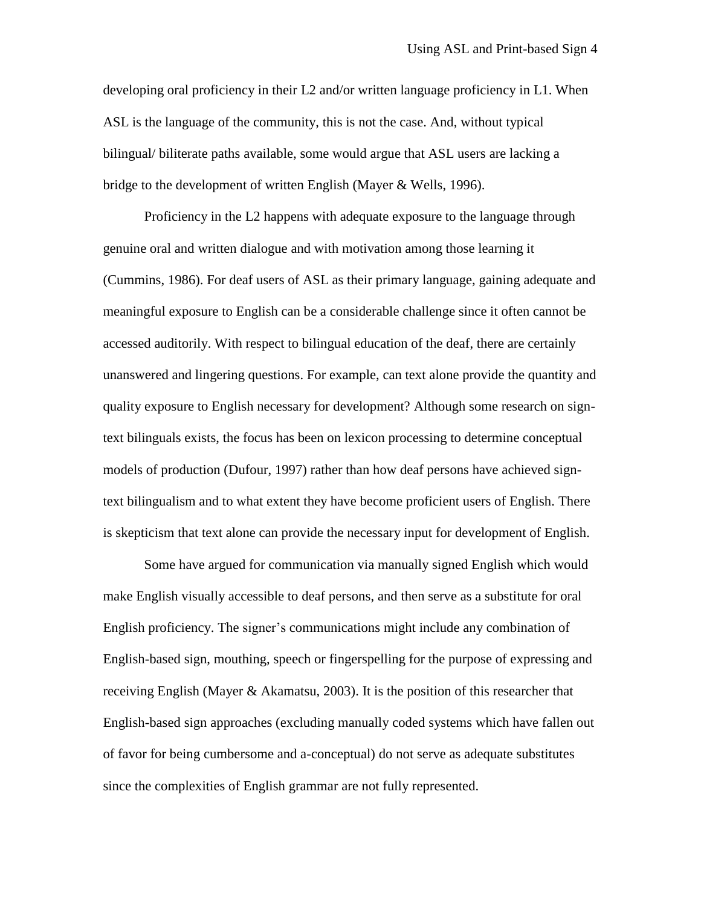developing oral proficiency in their L2 and/or written language proficiency in L1. When ASL is the language of the community, this is not the case. And, without typical bilingual/ biliterate paths available, some would argue that ASL users are lacking a bridge to the development of written English (Mayer & Wells, 1996).

Proficiency in the L2 happens with adequate exposure to the language through genuine oral and written dialogue and with motivation among those learning it (Cummins, 1986). For deaf users of ASL as their primary language, gaining adequate and meaningful exposure to English can be a considerable challenge since it often cannot be accessed auditorily. With respect to bilingual education of the deaf, there are certainly unanswered and lingering questions. For example, can text alone provide the quantity and quality exposure to English necessary for development? Although some research on sign-text bilinguals exists, the focus has been on lexicon processing to determine conceptual models of production (Dufour, 1997) rather than how deaf persons have achieved sign-text bilingualism and to what extent they have become proficient users of English. There is skepticism that text alone can provide the necessary input for development of English.

Some have argued for communication via manually signed English which would make English visually accessible to deaf persons, and then serve as a substitute for oral English proficiency. The signer's communications might include any combination of English-based sign, mouthing, speech or fingerspelling for the purpose of expressing and receiving English (Mayer & Akamatsu, 2003). It is the position of this researcher that English-based sign approaches (excluding manually coded systems which have fallen out of favor for being cumbersome and a-conceptual) do not serve as adequate substitutes since the complexities of English grammar are not fully represented.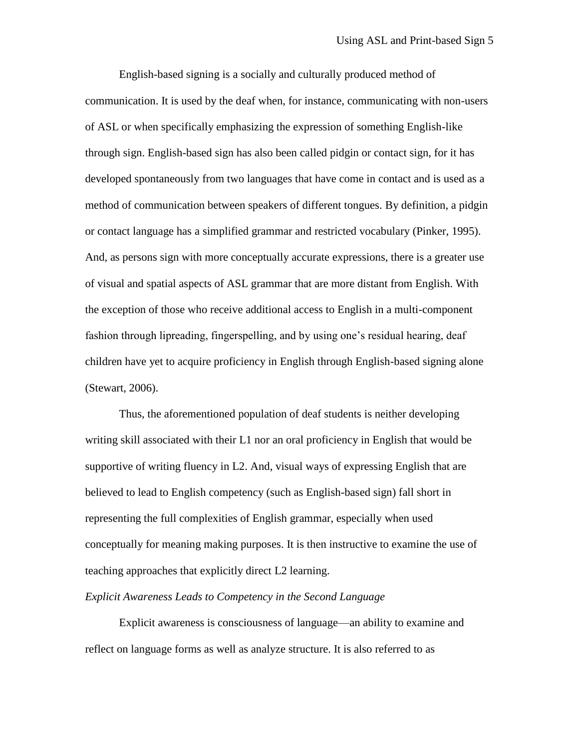English-based signing is a socially and culturally produced method of communication. It is used by the deaf when, for instance, communicating with non-users of ASL or when specifically emphasizing the expression of something English-like through sign. English-based sign has also been called pidgin or contact sign, for it has developed spontaneously from two languages that have come in contact and is used as a method of communication between speakers of different tongues. By definition, a pidgin or contact language has a simplified grammar and restricted vocabulary (Pinker, 1995). And, as persons sign with more conceptually accurate expressions, there is a greater use of visual and spatial aspects of ASL grammar that are more distant from English. With the exception of those who receive additional access to English in a multi-component fashion through lipreading, fingerspelling, and by using one's residual hearing, deaf children have yet to acquire proficiency in English through English-based signing alone (Stewart, 2006).

Thus, the aforementioned population of deaf students is neither developing writing skill associated with their L1 nor an oral proficiency in English that would be supportive of writing fluency in L2. And, visual ways of expressing English that are believed to lead to English competency (such as English-based sign) fall short in representing the full complexities of English grammar, especially when used conceptually for meaning making purposes. It is then instructive to examine the use of teaching approaches that explicitly direct L2 learning.

*Explicit Awareness Leads to Competency in the Second Language*

Explicit awareness is consciousness of language—an ability to examine and reflect on language forms as well as analyze structure. It is also referred to as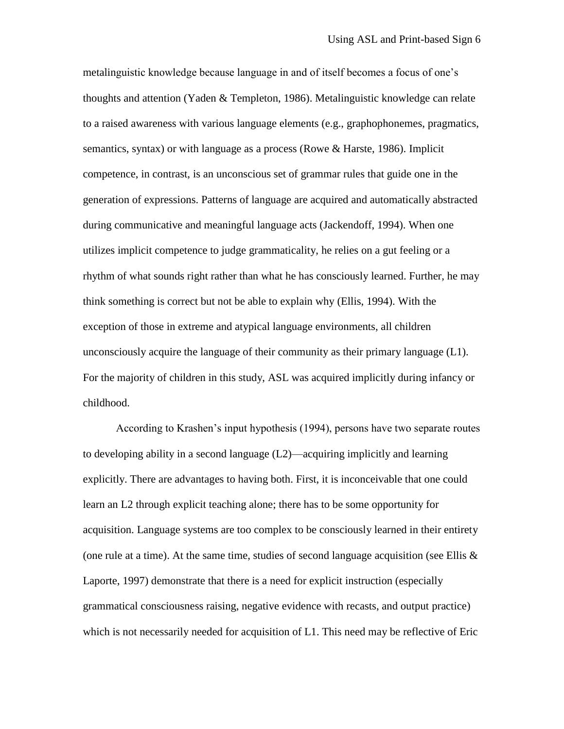metalinguistic knowledge because language in and of itself becomes a focus of one's thoughts and attention (Yaden & Templeton, 1986). Metalinguistic knowledge can relate to a raised awareness with various language elements (e.g., graphophonemes, pragmatics, semantics, syntax) or with language as a process (Rowe & Harste, 1986). Implicit competence, in contrast, is an unconscious set of grammar rules that guide one in the generation of expressions. Patterns of language are acquired and automatically abstracted during communicative and meaningful language acts (Jackendoff, 1994). When one utilizes implicit competence to judge grammaticality, he relies on a gut feeling or a rhythm of what sounds right rather than what he has consciously learned. Further, he may think something is correct but not be able to explain why (Ellis, 1994). With the exception of those in extreme and atypical language environments, all children unconsciously acquire the language of their community as their primary language (L1). For the majority of children in this study, ASL was acquired implicitly during infancy or childhood.

According to Krashen's input hypothesis (1994), persons have two separate routes to developing ability in a second language (L2)—acquiring implicitly and learning explicitly. There are advantages to having both. First, it is inconceivable that one could learn an L2 through explicit teaching alone; there has to be some opportunity for acquisition. Language systems are too complex to be consciously learned in their entirety (one rule at a time). At the same time, studies of second language acquisition (see Ellis & Laporte, 1997) demonstrate that there is a need for explicit instruction (especially grammatical consciousness raising, negative evidence with recasts, and output practice) which is not necessarily needed for acquisition of L1. This need may be reflective of Eric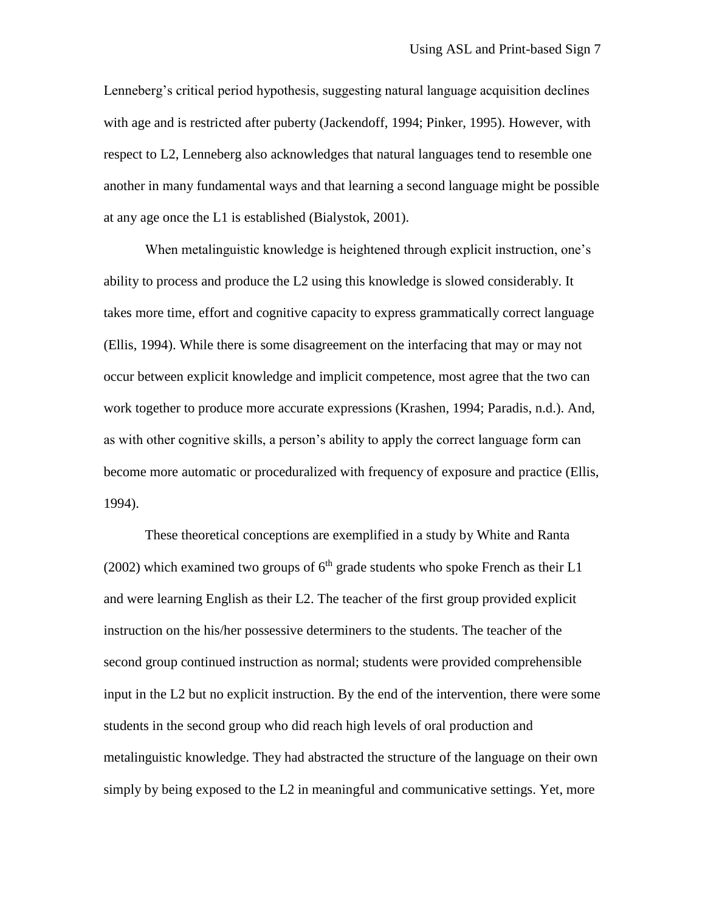Lenneberg's critical period hypothesis, suggesting natural language acquisition declines with age and is restricted after puberty (Jackendoff, 1994; Pinker, 1995). However, with respect to L2, Lenneberg also acknowledges that natural languages tend to resemble one another in many fundamental ways and that learning a second language might be possible at any age once the L1 is established (Bialystok, 2001).

When metalinguistic knowledge is heightened through explicit instruction, one's ability to process and produce the L2 using this knowledge is slowed considerably. It takes more time, effort and cognitive capacity to express grammatically correct language (Ellis, 1994). While there is some disagreement on the interfacing that may or may not occur between explicit knowledge and implicit competence, most agree that the two can work together to produce more accurate expressions (Krashen, 1994; Paradis, n.d.). And, as with other cognitive skills, a person's ability to apply the correct language form can become more automatic or proceduralized with frequency of exposure and practice (Ellis, 1994).

These theoretical conceptions are exemplified in a study by White and Ranta (2002) which examined two groups of 6th grade students who spoke French as their L1 and were learning English as their L2. The teacher of the first group provided explicit instruction on the his/her possessive determiners to the students. The teacher of the second group continued instruction as normal; students were provided comprehensible input in the L2 but no explicit instruction. By the end of the intervention, there were some students in the second group who did reach high levels of oral production and metalinguistic knowledge. They had abstracted the structure of the language on their own simply by being exposed to the L2 in meaningful and communicative settings. Yet, more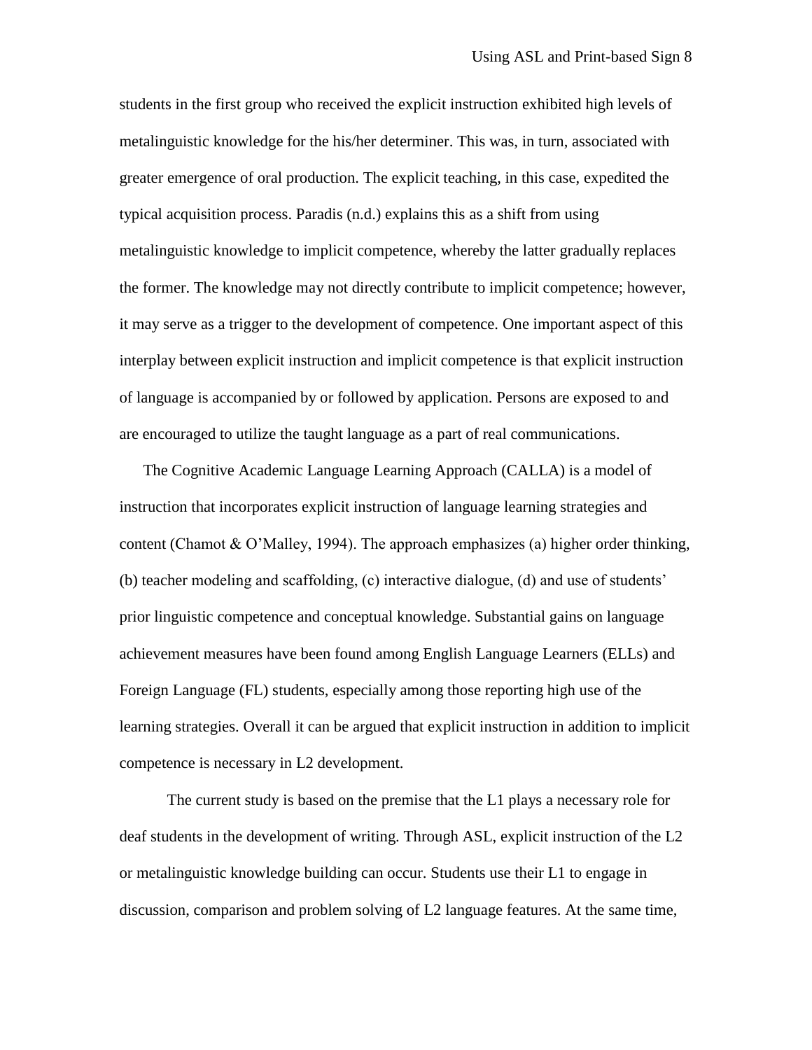students in the first group who received the explicit instruction exhibited high levels of metalinguistic knowledge for the his/her determiner. This was, in turn, associated with greater emergence of oral production. The explicit teaching, in this case, expedited the typical acquisition process. Paradis (n.d.) explains this as a shift from using metalinguistic knowledge to implicit competence, whereby the latter gradually replaces the former. The knowledge may not directly contribute to implicit competence; however, it may serve as a trigger to the development of competence. One important aspect of this interplay between explicit instruction and implicit competence is that explicit instruction of language is accompanied by or followed by application. Persons are exposed to and are encouraged to utilize the taught language as a part of real communications.

The Cognitive Academic Language Learning Approach (CALLA) is a model of instruction that incorporates explicit instruction of language learning strategies and content (Chamot & O'Malley, 1994). The approach emphasizes (a) higher order thinking, (b) teacher modeling and scaffolding, (c) interactive dialogue, (d) and use of students' prior linguistic competence and conceptual knowledge. Substantial gains on language achievement measures have been found among English Language Learners (ELLs) and Foreign Language (FL) students, especially among those reporting high use of the learning strategies. Overall it can be argued that explicit instruction in addition to implicit competence is necessary in L2 development.

The current study is based on the premise that the L1 plays a necessary role for deaf students in the development of writing. Through ASL, explicit instruction of the L2 or metalinguistic knowledge building can occur. Students use their L1 to engage in discussion, comparison and problem solving of L2 language features. At the same time,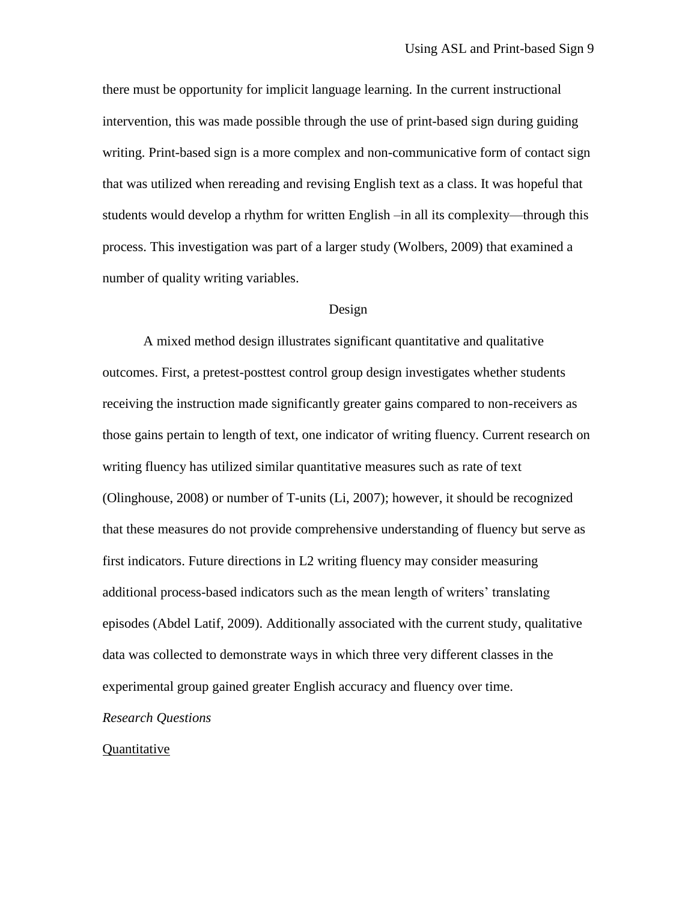there must be opportunity for implicit language learning. In the current instructional intervention, this was made possible through the use of print-based sign during guiding writing. Print-based sign is a more complex and non-communicative form of contact sign that was utilized when rereading and revising English text as a class. It was hopeful that students would develop a rhythm for written English –in all its complexity—through this process. This investigation was part of a larger study (Wolbers, 2009) that examined a number of quality writing variables.

## Design

A mixed method design illustrates significant quantitative and qualitative outcomes. First, a pretest-posttest control group design investigates whether students receiving the instruction made significantly greater gains compared to non-receivers as those gains pertain to length of text, one indicator of writing fluency. Current research on writing fluency has utilized similar quantitative measures such as rate of text (Olinghouse, 2008) or number of T-units (Li, 2007); however, it should be recognized that these measures do not provide comprehensive understanding of fluency but serve as first indicators. Future directions in L2 writing fluency may consider measuring additional process-based indicators such as the mean length of writers' translating episodes (Abdel Latif, 2009). Additionally associated with the current study, qualitative data was collected to demonstrate ways in which three very different classes in the experimental group gained greater English accuracy and fluency over time.

### *Research Questions*

#### <u>Quantitative</u>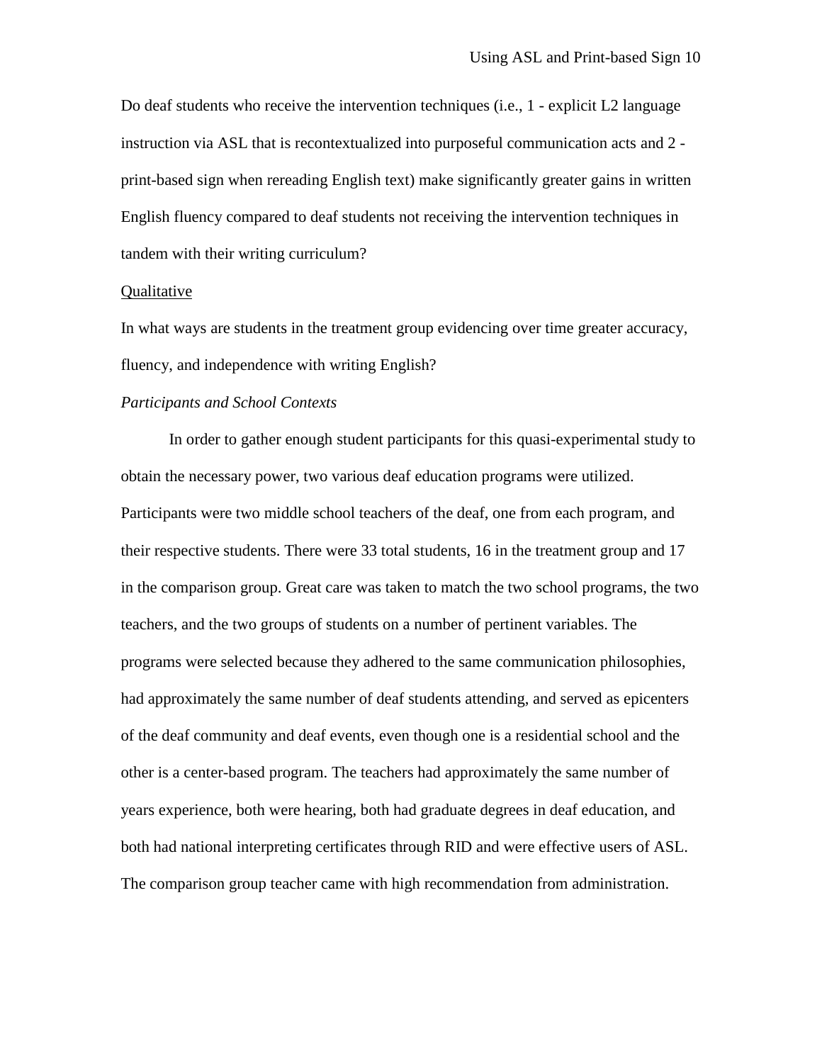Do deaf students who receive the intervention techniques (i.e., 1 - explicit L2 language instruction via ASL that is recontextualized into purposeful communication acts and 2 - print-based sign when rereading English text) make significantly greater gains in written English fluency compared to deaf students not receiving the intervention techniques in tandem with their writing curriculum?

<u>Qualitative</u>

In what ways are students in the treatment group evidencing over time greater accuracy, fluency, and independence with writing English?

*Participants and School Contexts*

In order to gather enough student participants for this quasi-experimental study to obtain the necessary power, two various deaf education programs were utilized. Participants were two middle school teachers of the deaf, one from each program, and their respective students. There were 33 total students, 16 in the treatment group and 17 in the comparison group. Great care was taken to match the two school programs, the two teachers, and the two groups of students on a number of pertinent variables. The programs were selected because they adhered to the same communication philosophies, had approximately the same number of deaf students attending, and served as epicenters of the deaf community and deaf events, even though one is a residential school and the other is a center-based program. The teachers had approximately the same number of years experience, both were hearing, both had graduate degrees in deaf education, and both had national interpreting certificates through RID and were effective users of ASL. The comparison group teacher came with high recommendation from administration.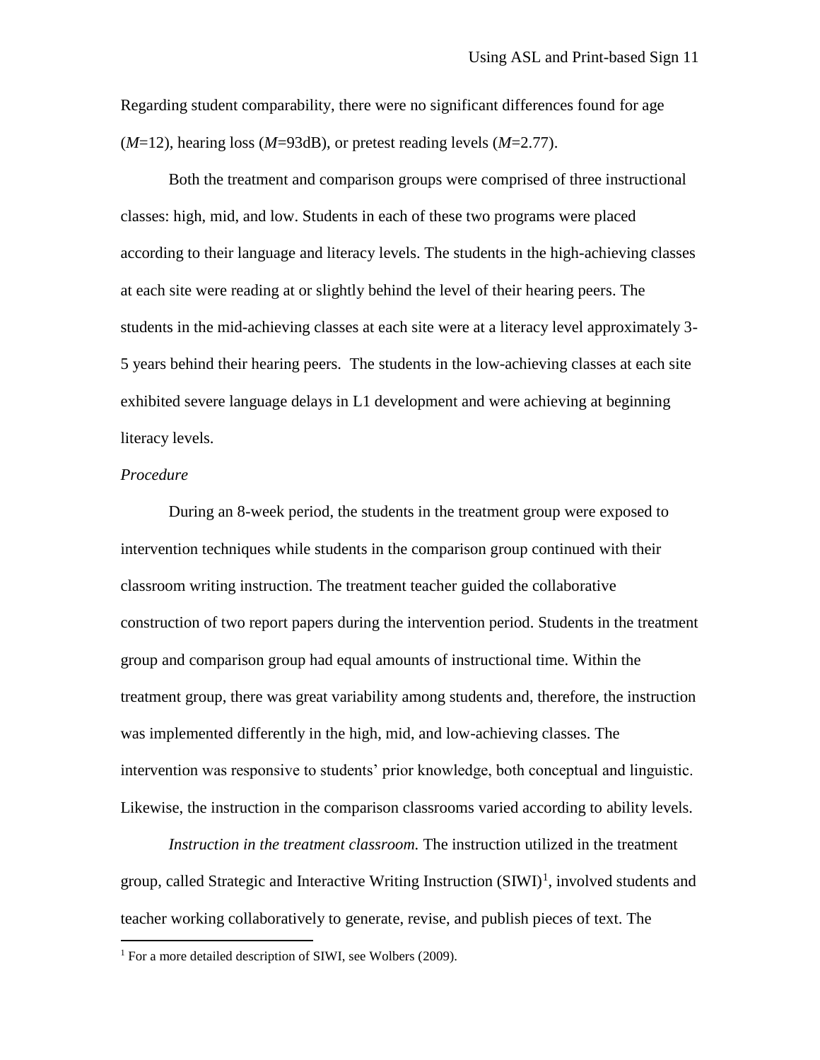Regarding student comparability, there were no significant differences found for age (*M*=12), hearing loss (*M*=93dB), or pretest reading levels (*M*=2.77).

Both the treatment and comparison groups were comprised of three instructional classes: high, mid, and low. Students in each of these two programs were placed according to their language and literacy levels. The students in the high-achieving classes at each site were reading at or slightly behind the level of their hearing peers. The students in the mid-achieving classes at each site were at a literacy level approximately 3-5 years behind their hearing peers. The students in the low-achieving classes at each site exhibited severe language delays in L1 development and were achieving at beginning literacy levels.

*Procedure*

During an 8-week period, the students in the treatment group were exposed to intervention techniques while students in the comparison group continued with their classroom writing instruction. The treatment teacher guided the collaborative construction of two report papers during the intervention period. Students in the treatment group and comparison group had equal amounts of instructional time. Within the treatment group, there was great variability among students and, therefore, the instruction was implemented differently in the high, mid, and low-achieving classes. The intervention was responsive to students' prior knowledge, both conceptual and linguistic. Likewise, the instruction in the comparison classrooms varied according to ability levels.

*Instruction in the treatment classroom.* The instruction utilized in the treatment group, called Strategic and Interactive Writing Instruction (SIWI)[1], involved students and teacher working collaboratively to generate, revise, and publish pieces of text. The

[1] For a more detailed description of SIWI, see Wolbers (2009).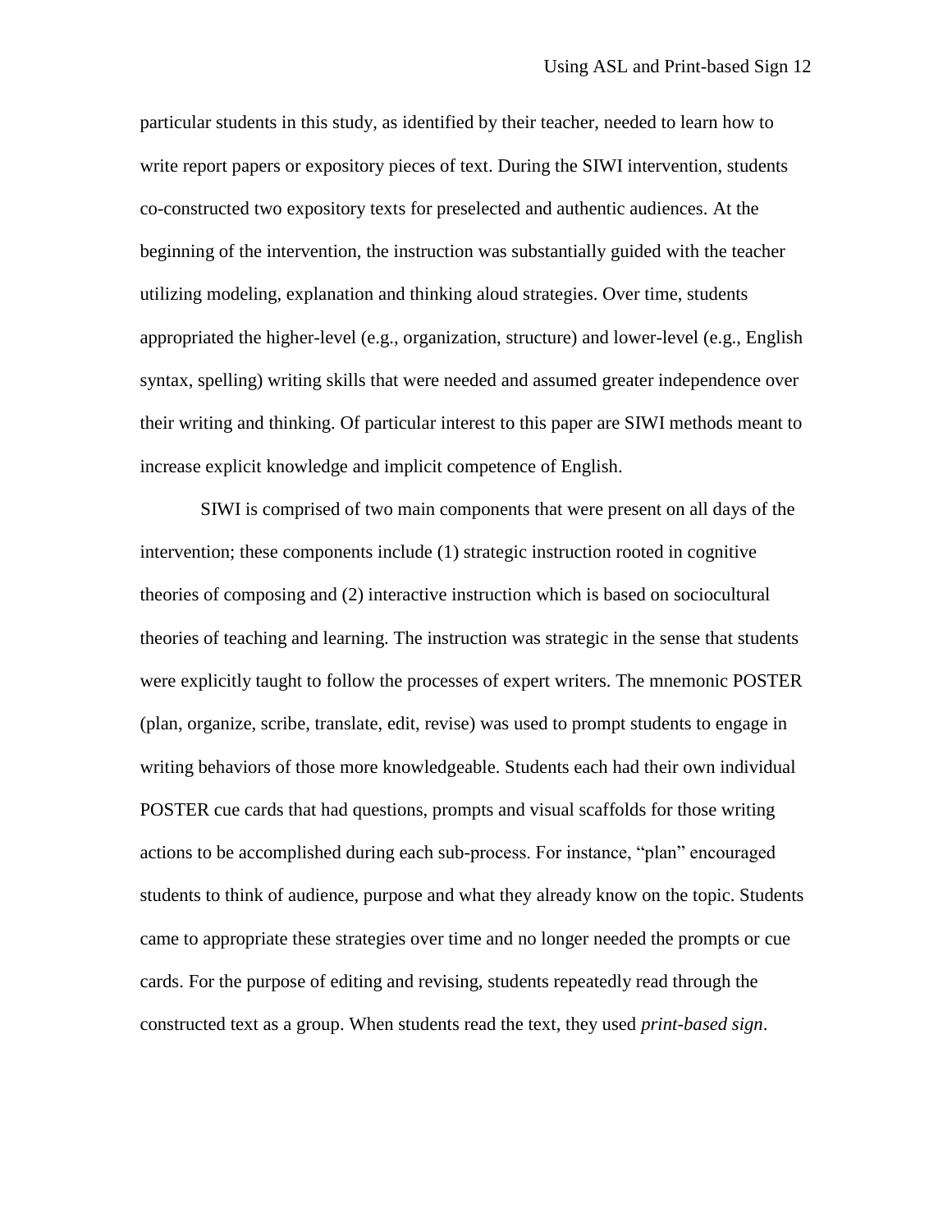particular students in this study, as identified by their teacher, needed to learn how to write report papers or expository pieces of text. During the SIWI intervention, students co-constructed two expository texts for preselected and authentic audiences. At the beginning of the intervention, the instruction was substantially guided with the teacher utilizing modeling, explanation and thinking aloud strategies. Over time, students appropriated the higher-level (e.g., organization, structure) and lower-level (e.g., English syntax, spelling) writing skills that were needed and assumed greater independence over their writing and thinking. Of particular interest to this paper are SIWI methods meant to increase explicit knowledge and implicit competence of English.

SIWI is comprised of two main components that were present on all days of the intervention; these components include (1) strategic instruction rooted in cognitive theories of composing and (2) interactive instruction which is based on sociocultural theories of teaching and learning. The instruction was strategic in the sense that students were explicitly taught to follow the processes of expert writers. The mnemonic POSTER (plan, organize, scribe, translate, edit, revise) was used to prompt students to engage in writing behaviors of those more knowledgeable. Students each had their own individual POSTER cue cards that had questions, prompts and visual scaffolds for those writing actions to be accomplished during each sub-process. For instance, "plan" encouraged students to think of audience, purpose and what they already know on the topic. Students came to appropriate these strategies over time and no longer needed the prompts or cue cards. For the purpose of editing and revising, students repeatedly read through the constructed text as a group. When students read the text, they used *print-based sign*.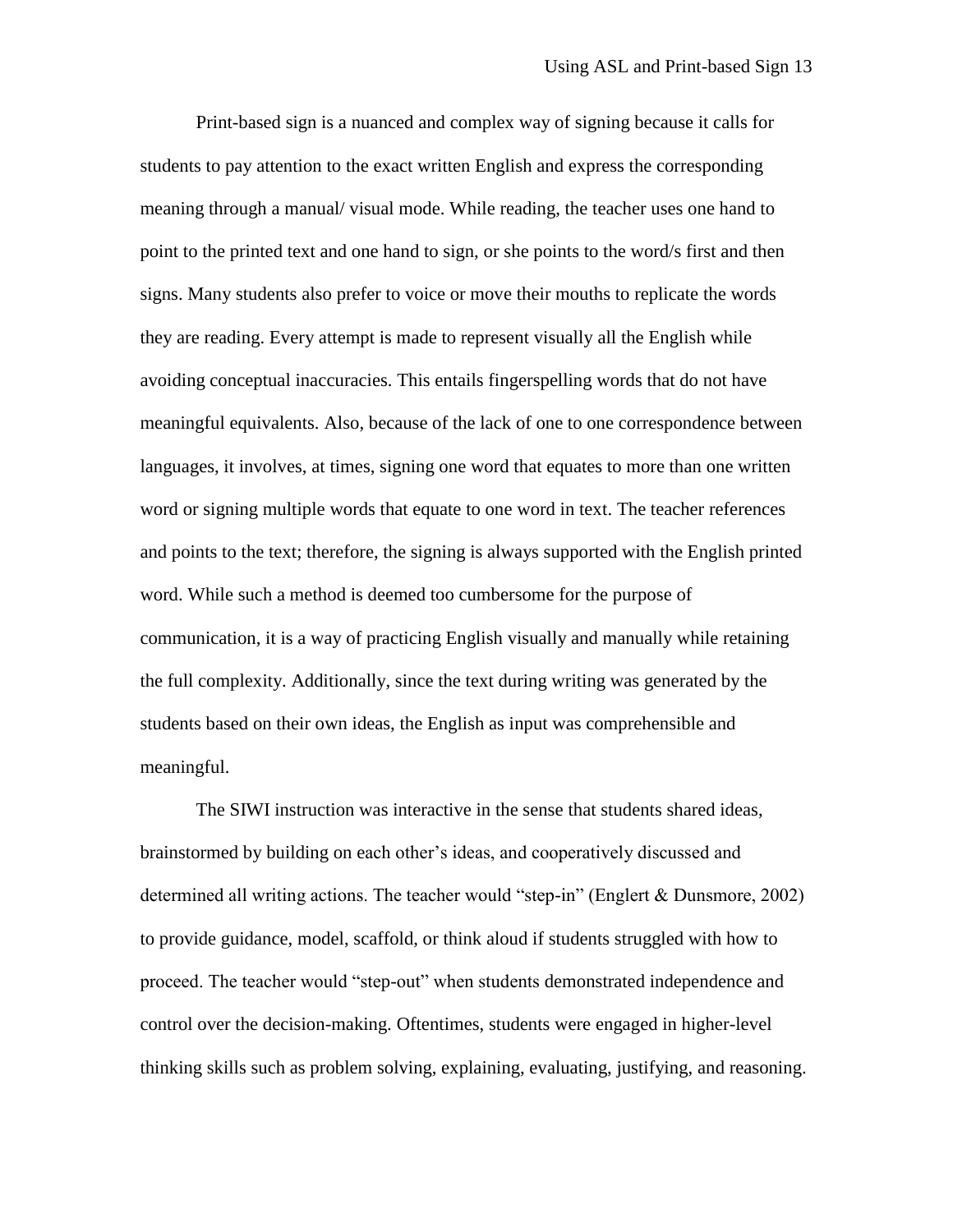Print-based sign is a nuanced and complex way of signing because it calls for students to pay attention to the exact written English and express the corresponding meaning through a manual/ visual mode. While reading, the teacher uses one hand to point to the printed text and one hand to sign, or she points to the word/s first and then signs. Many students also prefer to voice or move their mouths to replicate the words they are reading. Every attempt is made to represent visually all the English while avoiding conceptual inaccuracies. This entails fingerspelling words that do not have meaningful equivalents. Also, because of the lack of one to one correspondence between languages, it involves, at times, signing one word that equates to more than one written word or signing multiple words that equate to one word in text. The teacher references and points to the text; therefore, the signing is always supported with the English printed word. While such a method is deemed too cumbersome for the purpose of communication, it is a way of practicing English visually and manually while retaining the full complexity. Additionally, since the text during writing was generated by the students based on their own ideas, the English as input was comprehensible and meaningful.

The SIWI instruction was interactive in the sense that students shared ideas, brainstormed by building on each other's ideas, and cooperatively discussed and determined all writing actions. The teacher would "step-in" (Englert & Dunsmore, 2002) to provide guidance, model, scaffold, or think aloud if students struggled with how to proceed. The teacher would "step-out" when students demonstrated independence and control over the decision-making. Oftentimes, students were engaged in higher-level thinking skills such as problem solving, explaining, evaluating, justifying, and reasoning.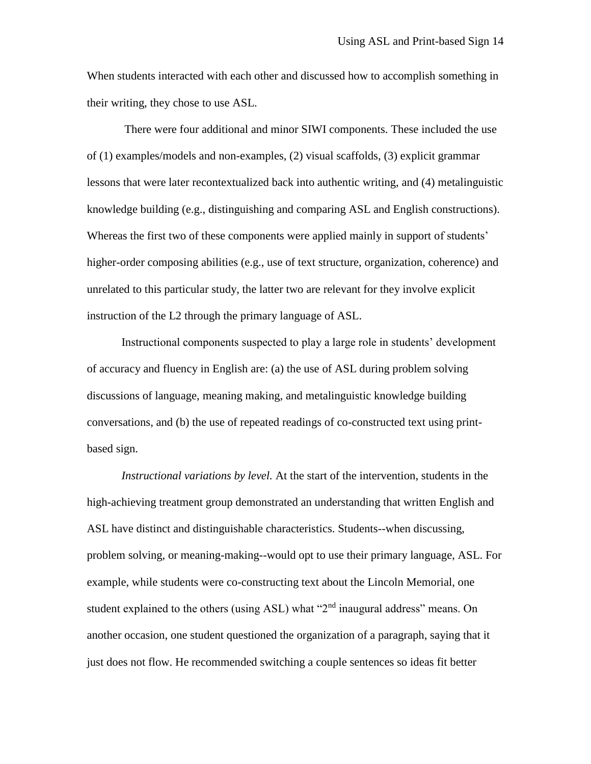When students interacted with each other and discussed how to accomplish something in their writing, they chose to use ASL.

There were four additional and minor SIWI components. These included the use of (1) examples/models and non-examples, (2) visual scaffolds, (3) explicit grammar lessons that were later recontextualized back into authentic writing, and (4) metalinguistic knowledge building (e.g., distinguishing and comparing ASL and English constructions). Whereas the first two of these components were applied mainly in support of students' higher-order composing abilities (e.g., use of text structure, organization, coherence) and unrelated to this particular study, the latter two are relevant for they involve explicit instruction of the L2 through the primary language of ASL.

Instructional components suspected to play a large role in students' development of accuracy and fluency in English are: (a) the use of ASL during problem solving discussions of language, meaning making, and metalinguistic knowledge building conversations, and (b) the use of repeated readings of co-constructed text using print-based sign.

*Instructional variations by level.* At the start of the intervention, students in the high-achieving treatment group demonstrated an understanding that written English and ASL have distinct and distinguishable characteristics. Students--when discussing, problem solving, or meaning-making--would opt to use their primary language, ASL. For example, while students were co-constructing text about the Lincoln Memorial, one student explained to the others (using ASL) what "2nd inaugural address" means. On another occasion, one student questioned the organization of a paragraph, saying that it just does not flow. He recommended switching a couple sentences so ideas fit better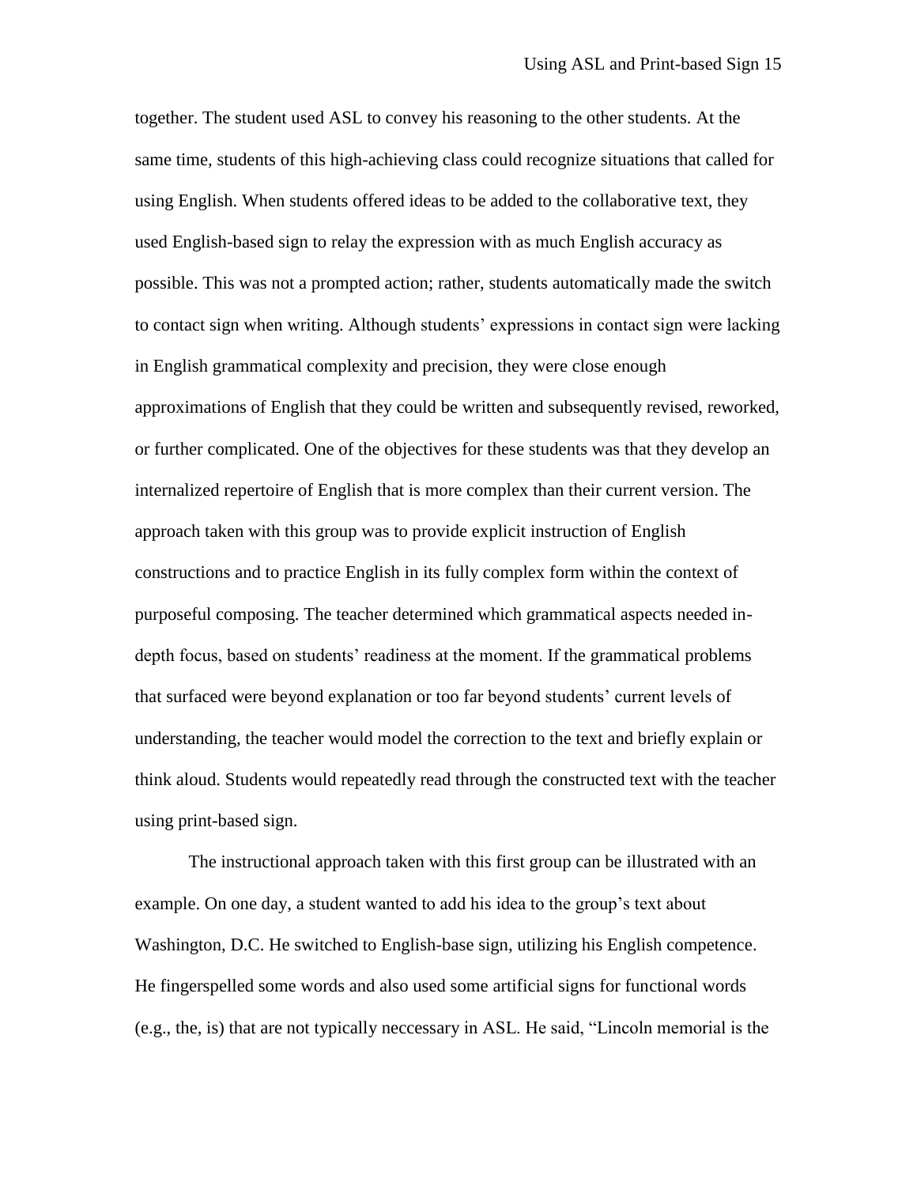together. The student used ASL to convey his reasoning to the other students. At the same time, students of this high-achieving class could recognize situations that called for using English. When students offered ideas to be added to the collaborative text, they used English-based sign to relay the expression with as much English accuracy as possible. This was not a prompted action; rather, students automatically made the switch to contact sign when writing. Although students' expressions in contact sign were lacking in English grammatical complexity and precision, they were close enough approximations of English that they could be written and subsequently revised, reworked, or further complicated. One of the objectives for these students was that they develop an internalized repertoire of English that is more complex than their current version. The approach taken with this group was to provide explicit instruction of English constructions and to practice English in its fully complex form within the context of purposeful composing. The teacher determined which grammatical aspects needed in-depth focus, based on students' readiness at the moment. If the grammatical problems that surfaced were beyond explanation or too far beyond students' current levels of understanding, the teacher would model the correction to the text and briefly explain or think aloud. Students would repeatedly read through the constructed text with the teacher using print-based sign.

The instructional approach taken with this first group can be illustrated with an example. On one day, a student wanted to add his idea to the group's text about Washington, D.C. He switched to English-base sign, utilizing his English competence. He fingerspelled some words and also used some artificial signs for functional words (e.g., the, is) that are not typically neccessary in ASL. He said, "Lincoln memorial is the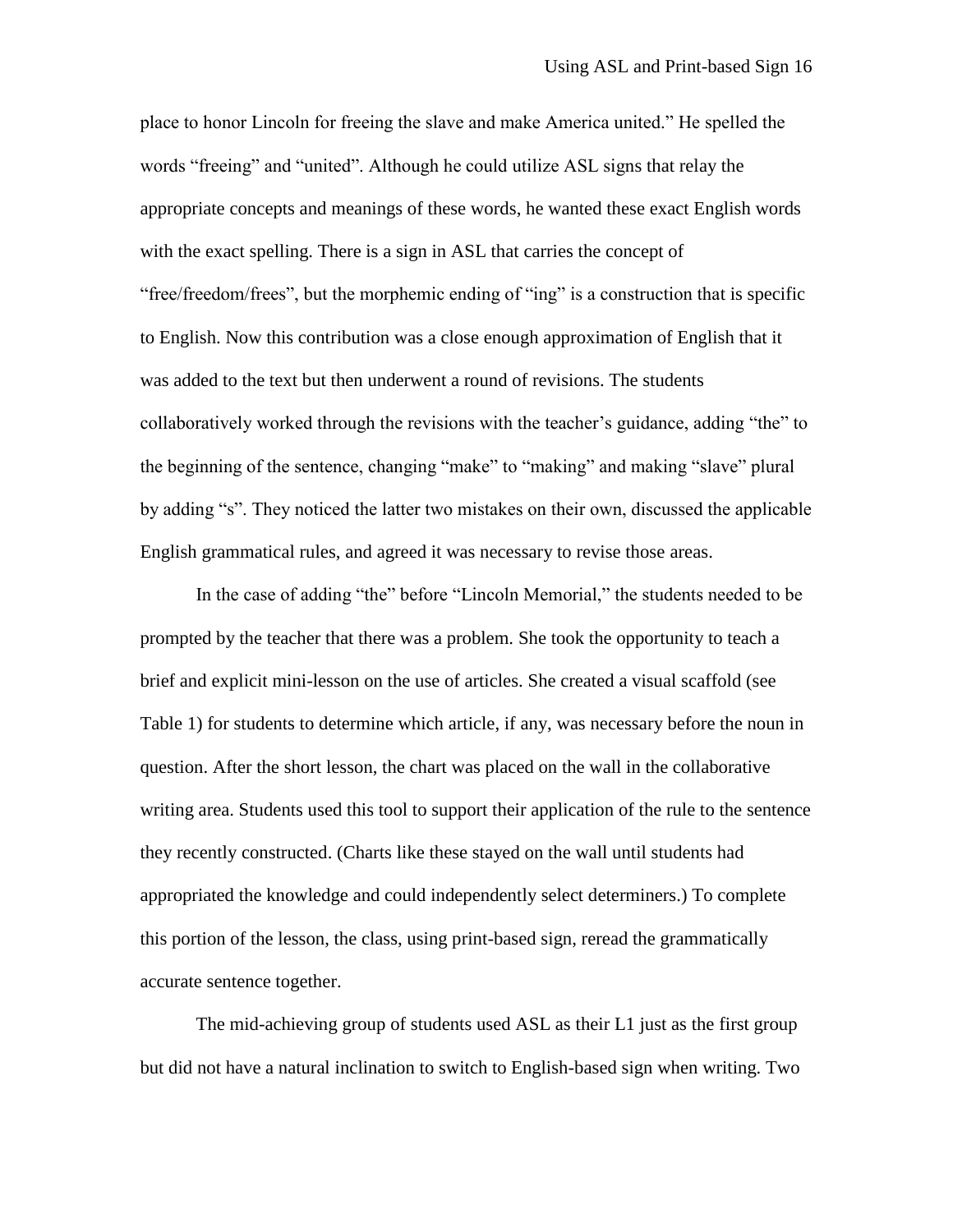place to honor Lincoln for freeing the slave and make America united." He spelled the words "freeing" and "united". Although he could utilize ASL signs that relay the appropriate concepts and meanings of these words, he wanted these exact English words with the exact spelling. There is a sign in ASL that carries the concept of "free/freedom/frees", but the morphemic ending of "ing" is a construction that is specific to English. Now this contribution was a close enough approximation of English that it was added to the text but then underwent a round of revisions. The students collaboratively worked through the revisions with the teacher's guidance, adding "the" to the beginning of the sentence, changing "make" to "making" and making "slave" plural by adding "s". They noticed the latter two mistakes on their own, discussed the applicable English grammatical rules, and agreed it was necessary to revise those areas.

In the case of adding "the" before "Lincoln Memorial," the students needed to be prompted by the teacher that there was a problem. She took the opportunity to teach a brief and explicit mini-lesson on the use of articles. She created a visual scaffold (see Table 1) for students to determine which article, if any, was necessary before the noun in question. After the short lesson, the chart was placed on the wall in the collaborative writing area. Students used this tool to support their application of the rule to the sentence they recently constructed. (Charts like these stayed on the wall until students had appropriated the knowledge and could independently select determiners.) To complete this portion of the lesson, the class, using print-based sign, reread the grammatically accurate sentence together.

The mid-achieving group of students used ASL as their L1 just as the first group but did not have a natural inclination to switch to English-based sign when writing. Two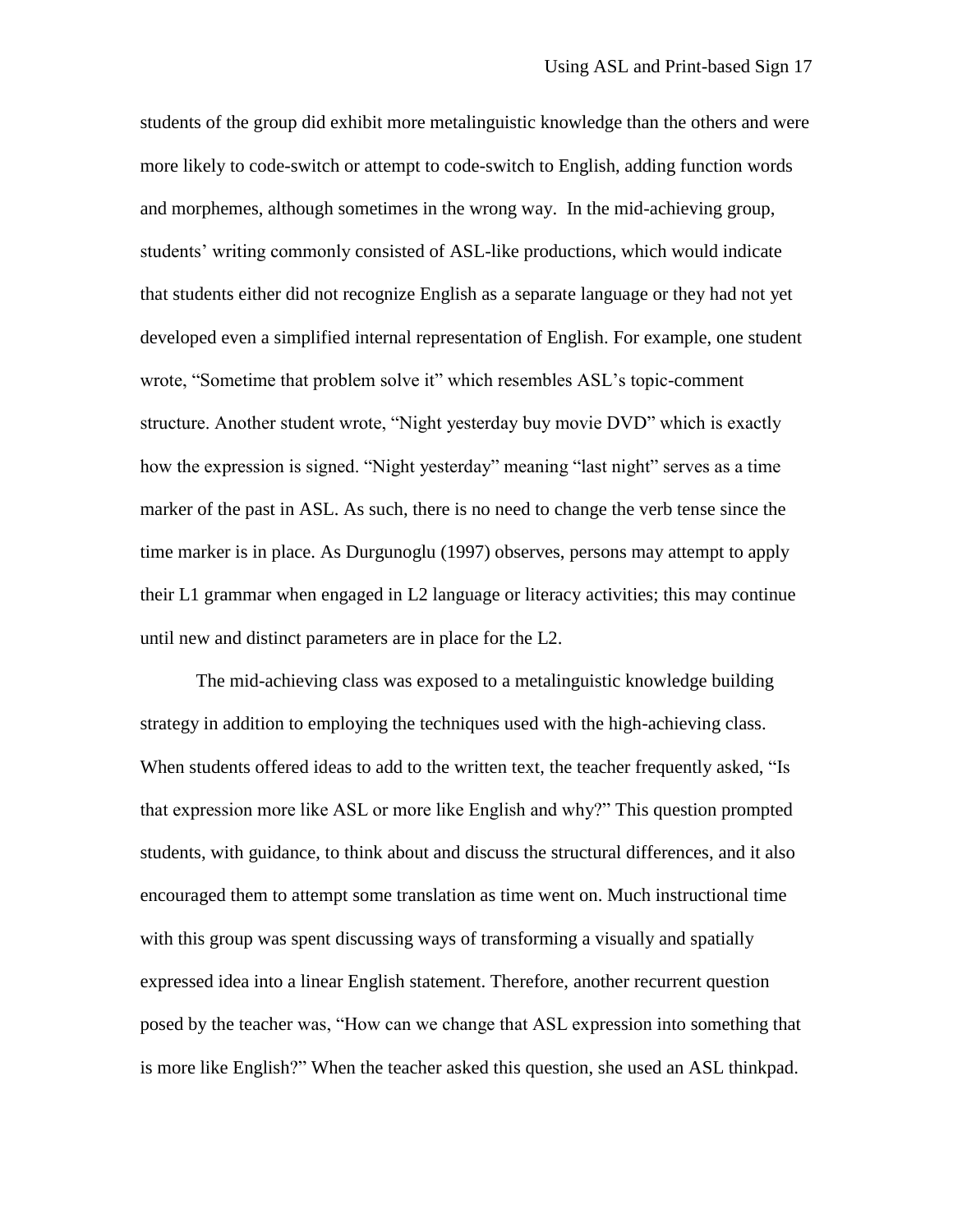students of the group did exhibit more metalinguistic knowledge than the others and were more likely to code-switch or attempt to code-switch to English, adding function words and morphemes, although sometimes in the wrong way.  In the mid-achieving group, students' writing commonly consisted of ASL-like productions, which would indicate that students either did not recognize English as a separate language or they had not yet developed even a simplified internal representation of English. For example, one student wrote, "Sometime that problem solve it" which resembles ASL's topic-comment structure. Another student wrote, "Night yesterday buy movie DVD" which is exactly how the expression is signed. "Night yesterday" meaning "last night" serves as a time marker of the past in ASL. As such, there is no need to change the verb tense since the time marker is in place. As Durgunoglu (1997) observes, persons may attempt to apply their L1 grammar when engaged in L2 language or literacy activities; this may continue until new and distinct parameters are in place for the L2.

The mid-achieving class was exposed to a metalinguistic knowledge building strategy in addition to employing the techniques used with the high-achieving class. When students offered ideas to add to the written text, the teacher frequently asked, "Is that expression more like ASL or more like English and why?" This question prompted students, with guidance, to think about and discuss the structural differences, and it also encouraged them to attempt some translation as time went on. Much instructional time with this group was spent discussing ways of transforming a visually and spatially expressed idea into a linear English statement. Therefore, another recurrent question posed by the teacher was, "How can we change that ASL expression into something that is more like English?" When the teacher asked this question, she used an ASL thinkpad.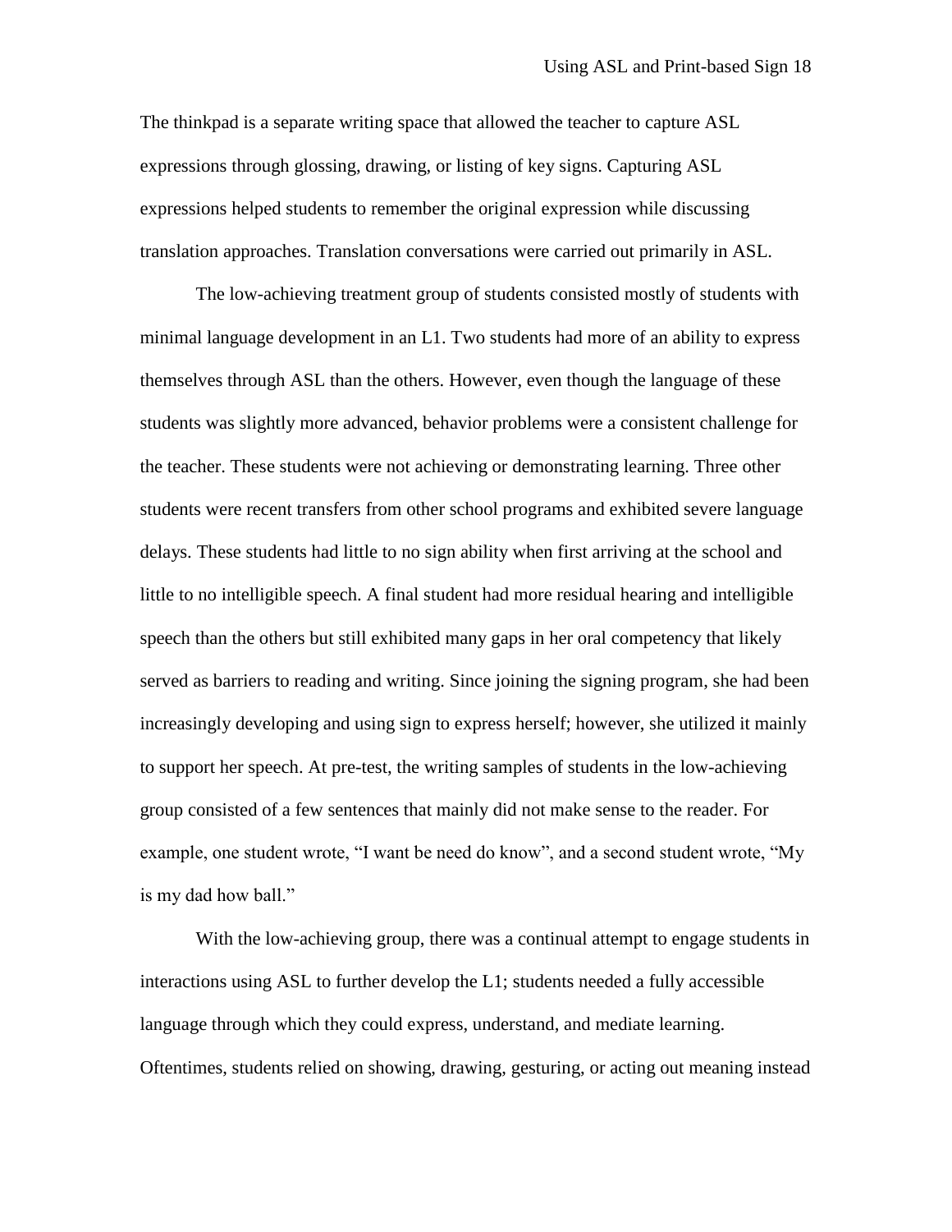The thinkpad is a separate writing space that allowed the teacher to capture ASL expressions through glossing, drawing, or listing of key signs. Capturing ASL expressions helped students to remember the original expression while discussing translation approaches. Translation conversations were carried out primarily in ASL.

The low-achieving treatment group of students consisted mostly of students with minimal language development in an L1. Two students had more of an ability to express themselves through ASL than the others. However, even though the language of these students was slightly more advanced, behavior problems were a consistent challenge for the teacher. These students were not achieving or demonstrating learning. Three other students were recent transfers from other school programs and exhibited severe language delays. These students had little to no sign ability when first arriving at the school and little to no intelligible speech. A final student had more residual hearing and intelligible speech than the others but still exhibited many gaps in her oral competency that likely served as barriers to reading and writing. Since joining the signing program, she had been increasingly developing and using sign to express herself; however, she utilized it mainly to support her speech. At pre-test, the writing samples of students in the low-achieving group consisted of a few sentences that mainly did not make sense to the reader. For example, one student wrote, "I want be need do know", and a second student wrote, "My is my dad how ball."

With the low-achieving group, there was a continual attempt to engage students in interactions using ASL to further develop the L1; students needed a fully accessible language through which they could express, understand, and mediate learning. Oftentimes, students relied on showing, drawing, gesturing, or acting out meaning instead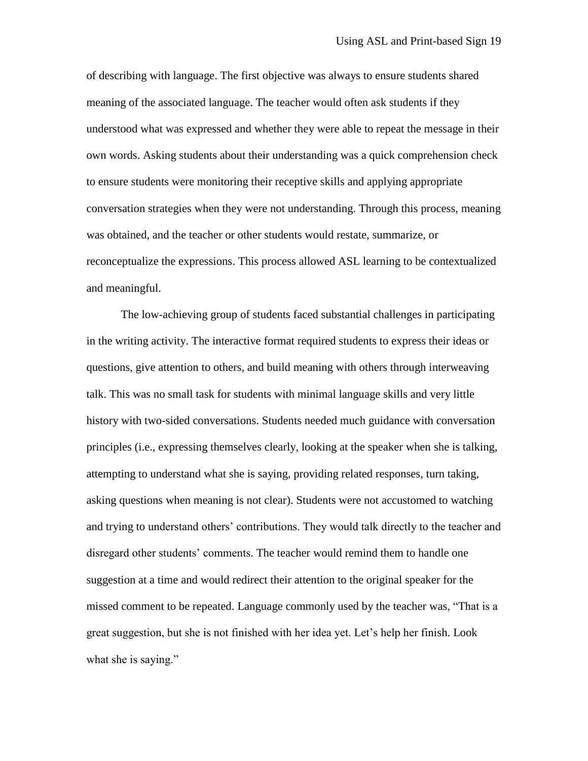of describing with language. The first objective was always to ensure students shared meaning of the associated language. The teacher would often ask students if they understood what was expressed and whether they were able to repeat the message in their own words. Asking students about their understanding was a quick comprehension check to ensure students were monitoring their receptive skills and applying appropriate conversation strategies when they were not understanding. Through this process, meaning was obtained, and the teacher or other students would restate, summarize, or reconceptualize the expressions. This process allowed ASL learning to be contextualized and meaningful.

The low-achieving group of students faced substantial challenges in participating in the writing activity. The interactive format required students to express their ideas or questions, give attention to others, and build meaning with others through interweaving talk. This was no small task for students with minimal language skills and very little history with two-sided conversations. Students needed much guidance with conversation principles (i.e., expressing themselves clearly, looking at the speaker when she is talking, attempting to understand what she is saying, providing related responses, turn taking, asking questions when meaning is not clear). Students were not accustomed to watching and trying to understand others' contributions. They would talk directly to the teacher and disregard other students' comments. The teacher would remind them to handle one suggestion at a time and would redirect their attention to the original speaker for the missed comment to be repeated. Language commonly used by the teacher was, "That is a great suggestion, but she is not finished with her idea yet. Let's help her finish. Look what she is saying."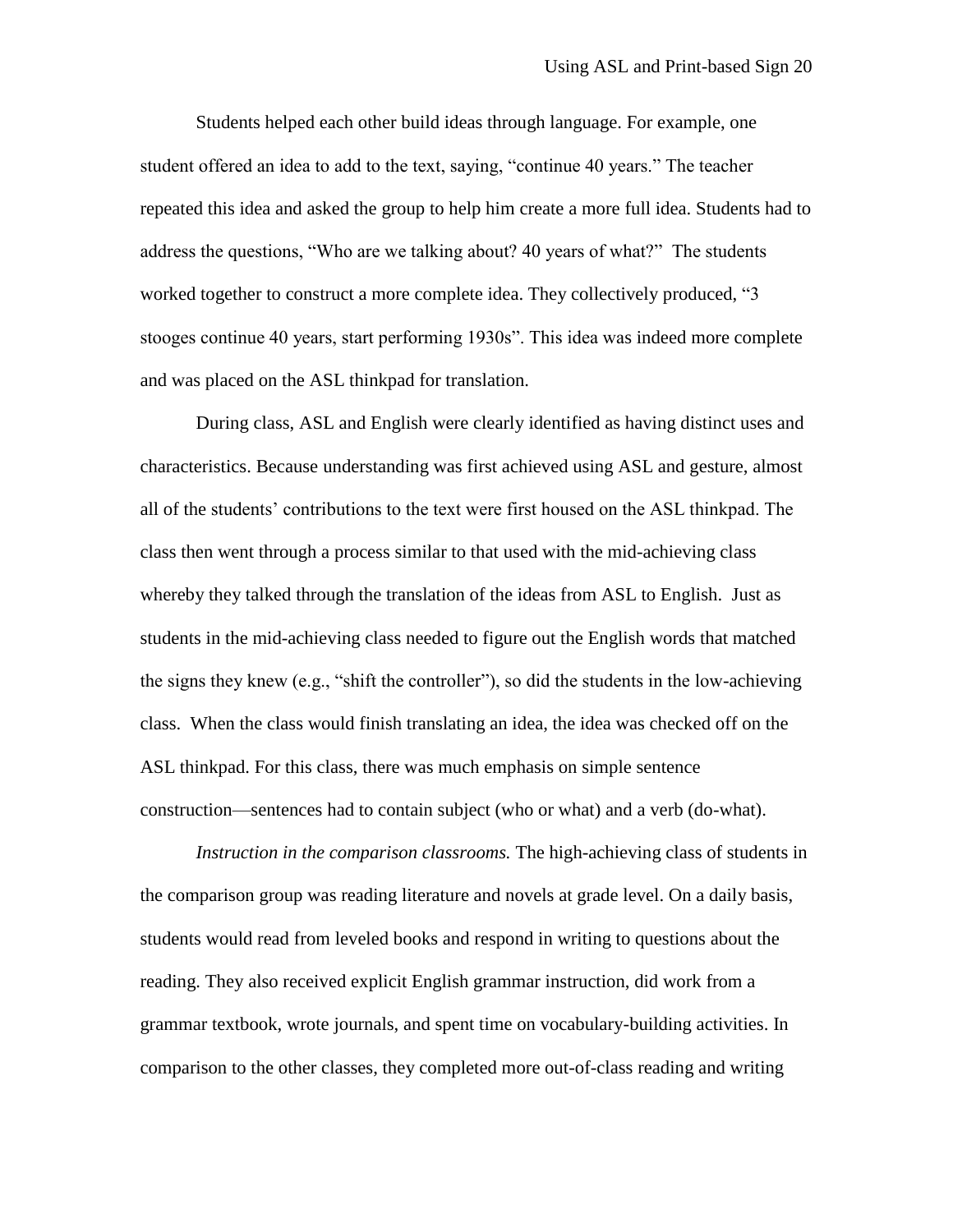Students helped each other build ideas through language. For example, one student offered an idea to add to the text, saying, “continue 40 years.” The teacher repeated this idea and asked the group to help him create a more full idea. Students had to address the questions, “Who are we talking about? 40 years of what?” The students worked together to construct a more complete idea. They collectively produced, “3 stooges continue 40 years, start performing 1930s”. This idea was indeed more complete and was placed on the ASL thinkpad for translation.

During class, ASL and English were clearly identified as having distinct uses and characteristics. Because understanding was first achieved using ASL and gesture, almost all of the students’ contributions to the text were first housed on the ASL thinkpad. The class then went through a process similar to that used with the mid-achieving class whereby they talked through the translation of the ideas from ASL to English. Just as students in the mid-achieving class needed to figure out the English words that matched the signs they knew (e.g., “shift the controller”), so did the students in the low-achieving class. When the class would finish translating an idea, the idea was checked off on the ASL thinkpad. For this class, there was much emphasis on simple sentence construction—sentences had to contain subject (who or what) and a verb (do-what).

*Instruction in the comparison classrooms.* The high-achieving class of students in the comparison group was reading literature and novels at grade level. On a daily basis, students would read from leveled books and respond in writing to questions about the reading. They also received explicit English grammar instruction, did work from a grammar textbook, wrote journals, and spent time on vocabulary-building activities. In comparison to the other classes, they completed more out-of-class reading and writing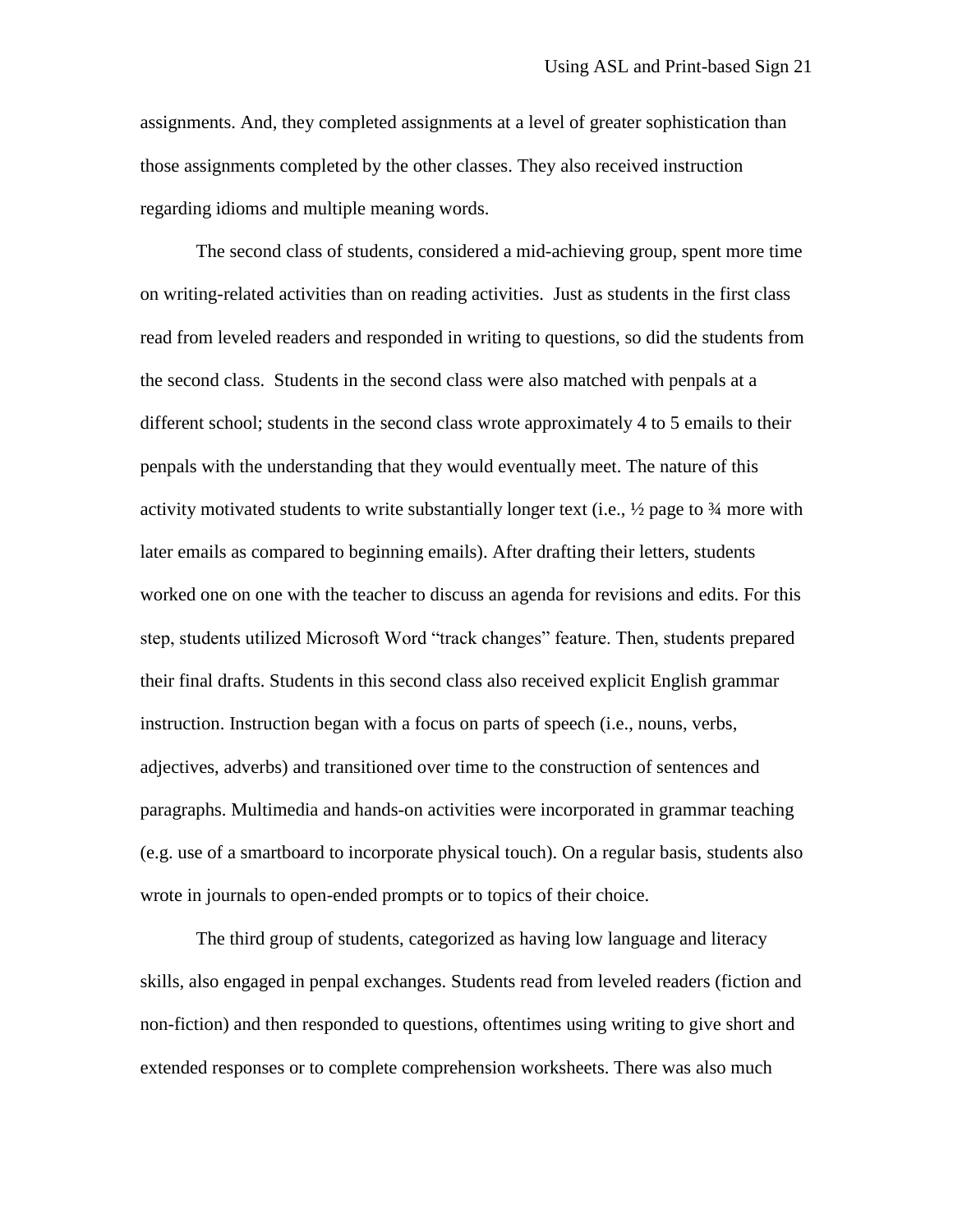assignments. And, they completed assignments at a level of greater sophistication than those assignments completed by the other classes. They also received instruction regarding idioms and multiple meaning words.

The second class of students, considered a mid-achieving group, spent more time on writing-related activities than on reading activities. Just as students in the first class read from leveled readers and responded in writing to questions, so did the students from the second class. Students in the second class were also matched with penpals at a different school; students in the second class wrote approximately 4 to 5 emails to their penpals with the understanding that they would eventually meet. The nature of this activity motivated students to write substantially longer text (i.e., ½ page to ¾ more with later emails as compared to beginning emails). After drafting their letters, students worked one on one with the teacher to discuss an agenda for revisions and edits. For this step, students utilized Microsoft Word "track changes" feature. Then, students prepared their final drafts. Students in this second class also received explicit English grammar instruction. Instruction began with a focus on parts of speech (i.e., nouns, verbs, adjectives, adverbs) and transitioned over time to the construction of sentences and paragraphs. Multimedia and hands-on activities were incorporated in grammar teaching (e.g. use of a smartboard to incorporate physical touch). On a regular basis, students also wrote in journals to open-ended prompts or to topics of their choice.

The third group of students, categorized as having low language and literacy skills, also engaged in penpal exchanges. Students read from leveled readers (fiction and non-fiction) and then responded to questions, oftentimes using writing to give short and extended responses or to complete comprehension worksheets. There was also much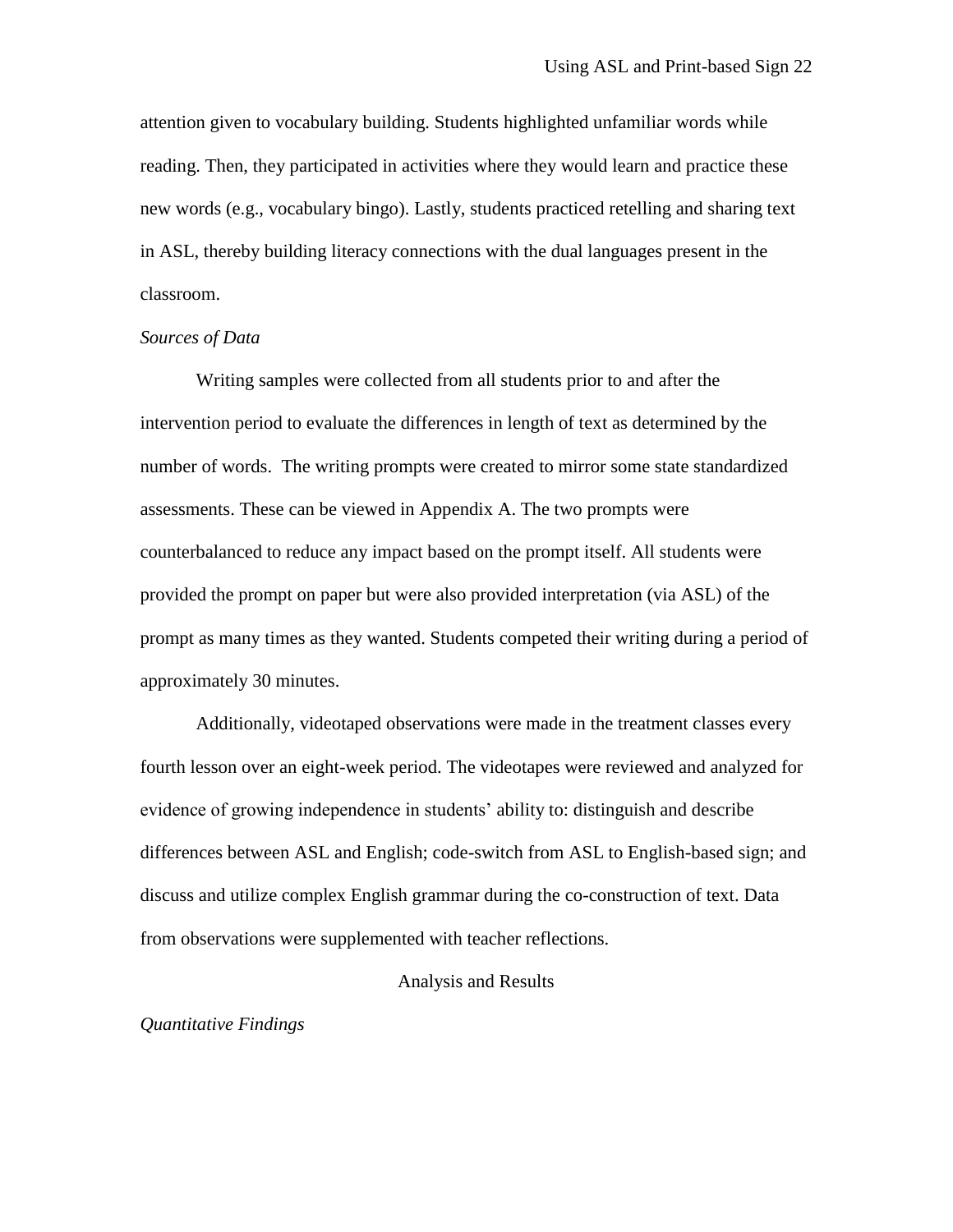attention given to vocabulary building. Students highlighted unfamiliar words while reading. Then, they participated in activities where they would learn and practice these new words (e.g., vocabulary bingo). Lastly, students practiced retelling and sharing text in ASL, thereby building literacy connections with the dual languages present in the classroom.

*Sources of Data*

Writing samples were collected from all students prior to and after the intervention period to evaluate the differences in length of text as determined by the number of words. The writing prompts were created to mirror some state standardized assessments. These can be viewed in Appendix A. The two prompts were counterbalanced to reduce any impact based on the prompt itself. All students were provided the prompt on paper but were also provided interpretation (via ASL) of the prompt as many times as they wanted. Students competed their writing during a period of approximately 30 minutes.

Additionally, videotaped observations were made in the treatment classes every fourth lesson over an eight-week period. The videotapes were reviewed and analyzed for evidence of growing independence in students' ability to: distinguish and describe differences between ASL and English; code-switch from ASL to English-based sign; and discuss and utilize complex English grammar during the co-construction of text. Data from observations were supplemented with teacher reflections.

## Analysis and Results

*Quantitative Findings*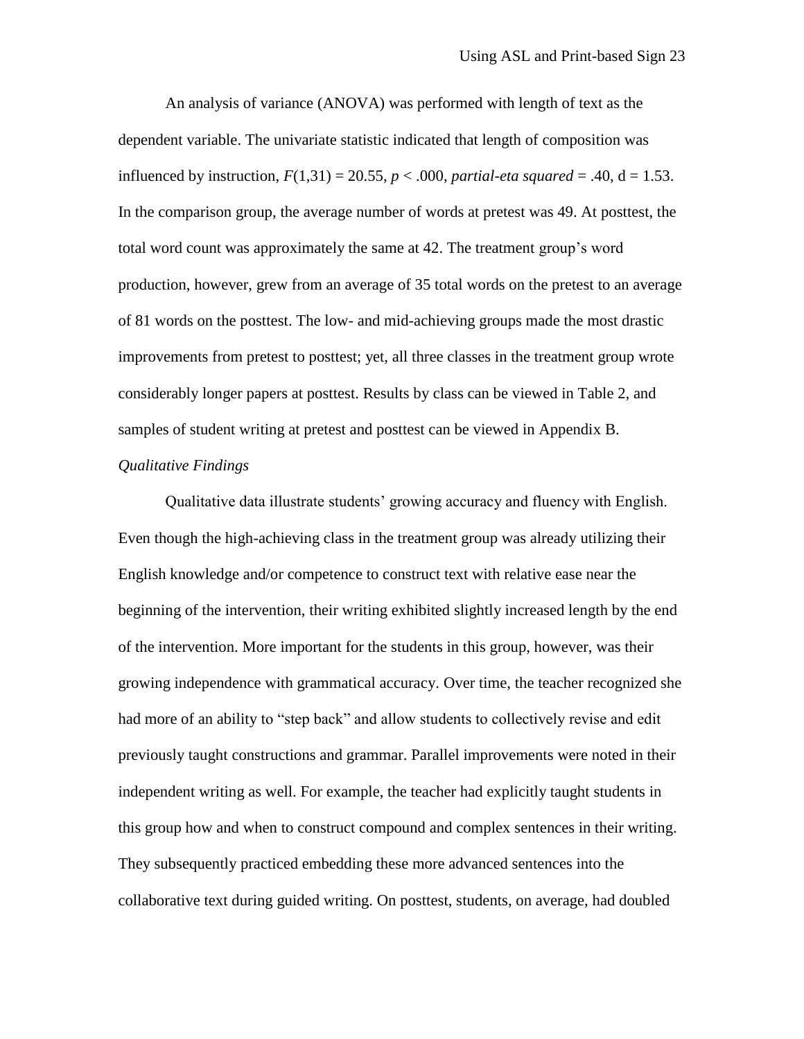An analysis of variance (ANOVA) was performed with length of text as the dependent variable. The univariate statistic indicated that length of composition was influenced by instruction, $F(1,31) = 20.55$, $p < .000$, *partial-eta squared* = .40, d = 1.53. In the comparison group, the average number of words at pretest was 49. At posttest, the total word count was approximately the same at 42. The treatment group's word production, however, grew from an average of 35 total words on the pretest to an average of 81 words on the posttest. The low- and mid-achieving groups made the most drastic improvements from pretest to posttest; yet, all three classes in the treatment group wrote considerably longer papers at posttest. Results by class can be viewed in Table 2, and samples of student writing at pretest and posttest can be viewed in Appendix B.

*Qualitative Findings*

Qualitative data illustrate students' growing accuracy and fluency with English. Even though the high-achieving class in the treatment group was already utilizing their English knowledge and/or competence to construct text with relative ease near the beginning of the intervention, their writing exhibited slightly increased length by the end of the intervention. More important for the students in this group, however, was their growing independence with grammatical accuracy. Over time, the teacher recognized she had more of an ability to "step back" and allow students to collectively revise and edit previously taught constructions and grammar. Parallel improvements were noted in their independent writing as well. For example, the teacher had explicitly taught students in this group how and when to construct compound and complex sentences in their writing. They subsequently practiced embedding these more advanced sentences into the collaborative text during guided writing. On posttest, students, on average, had doubled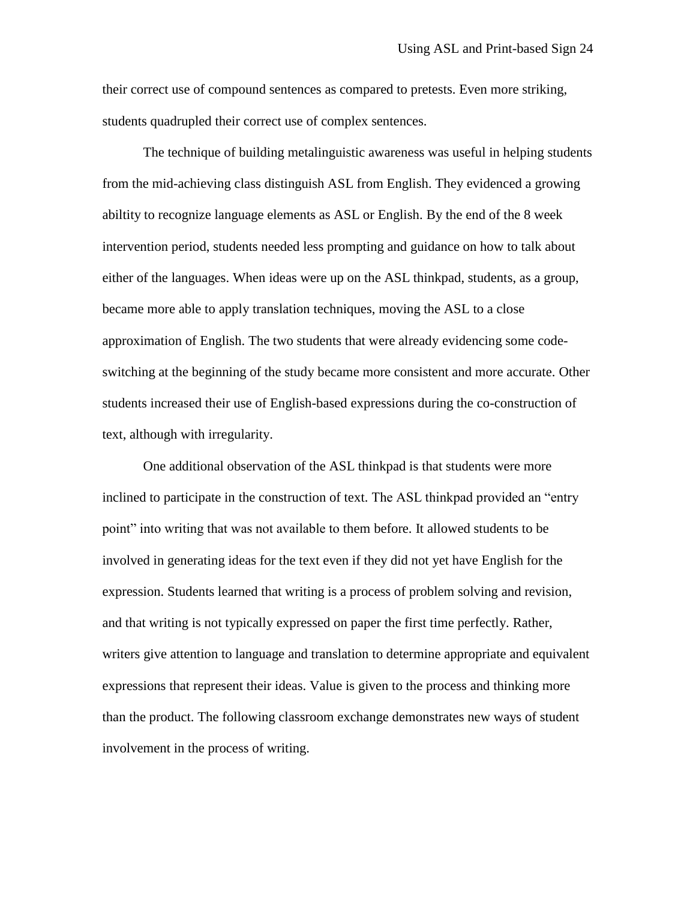their correct use of compound sentences as compared to pretests. Even more striking, students quadrupled their correct use of complex sentences.

The technique of building metalinguistic awareness was useful in helping students from the mid-achieving class distinguish ASL from English. They evidenced a growing abiltity to recognize language elements as ASL or English. By the end of the 8 week intervention period, students needed less prompting and guidance on how to talk about either of the languages. When ideas were up on the ASL thinkpad, students, as a group, became more able to apply translation techniques, moving the ASL to a close approximation of English. The two students that were already evidencing some code-switching at the beginning of the study became more consistent and more accurate. Other students increased their use of English-based expressions during the co-construction of text, although with irregularity.

One additional observation of the ASL thinkpad is that students were more inclined to participate in the construction of text. The ASL thinkpad provided an "entry point" into writing that was not available to them before. It allowed students to be involved in generating ideas for the text even if they did not yet have English for the expression. Students learned that writing is a process of problem solving and revision, and that writing is not typically expressed on paper the first time perfectly. Rather, writers give attention to language and translation to determine appropriate and equivalent expressions that represent their ideas. Value is given to the process and thinking more than the product. The following classroom exchange demonstrates new ways of student involvement in the process of writing.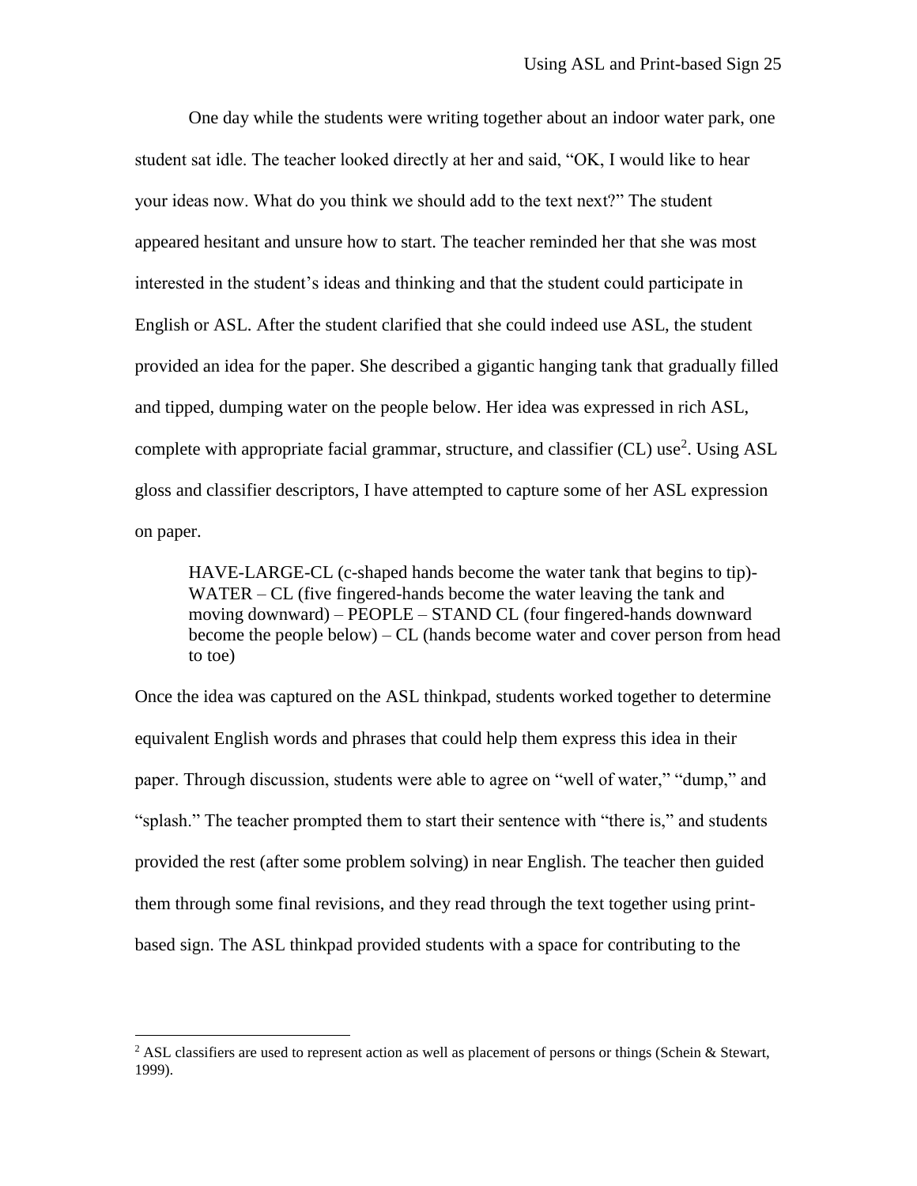One day while the students were writing together about an indoor water park, one student sat idle. The teacher looked directly at her and said, "OK, I would like to hear your ideas now. What do you think we should add to the text next?" The student appeared hesitant and unsure how to start. The teacher reminded her that she was most interested in the student's ideas and thinking and that the student could participate in English or ASL. After the student clarified that she could indeed use ASL, the student provided an idea for the paper. She described a gigantic hanging tank that gradually filled and tipped, dumping water on the people below. Her idea was expressed in rich ASL, complete with appropriate facial grammar, structure, and classifier (CL) use[2]. Using ASL gloss and classifier descriptors, I have attempted to capture some of her ASL expression on paper.

> HAVE-LARGE-CL (c-shaped hands become the water tank that begins to tip)-WATER – CL (five fingered-hands become the water leaving the tank and moving downward) – PEOPLE – STAND CL (four fingered-hands downward become the people below) – CL (hands become water and cover person from head to toe)

Once the idea was captured on the ASL thinkpad, students worked together to determine equivalent English words and phrases that could help them express this idea in their paper. Through discussion, students were able to agree on "well of water," "dump," and "splash." The teacher prompted them to start their sentence with "there is," and students provided the rest (after some problem solving) in near English. The teacher then guided them through some final revisions, and they read through the text together using print-based sign. The ASL thinkpad provided students with a space for contributing to the

[2] ASL classifiers are used to represent action as well as placement of persons or things (Schein & Stewart, 1999).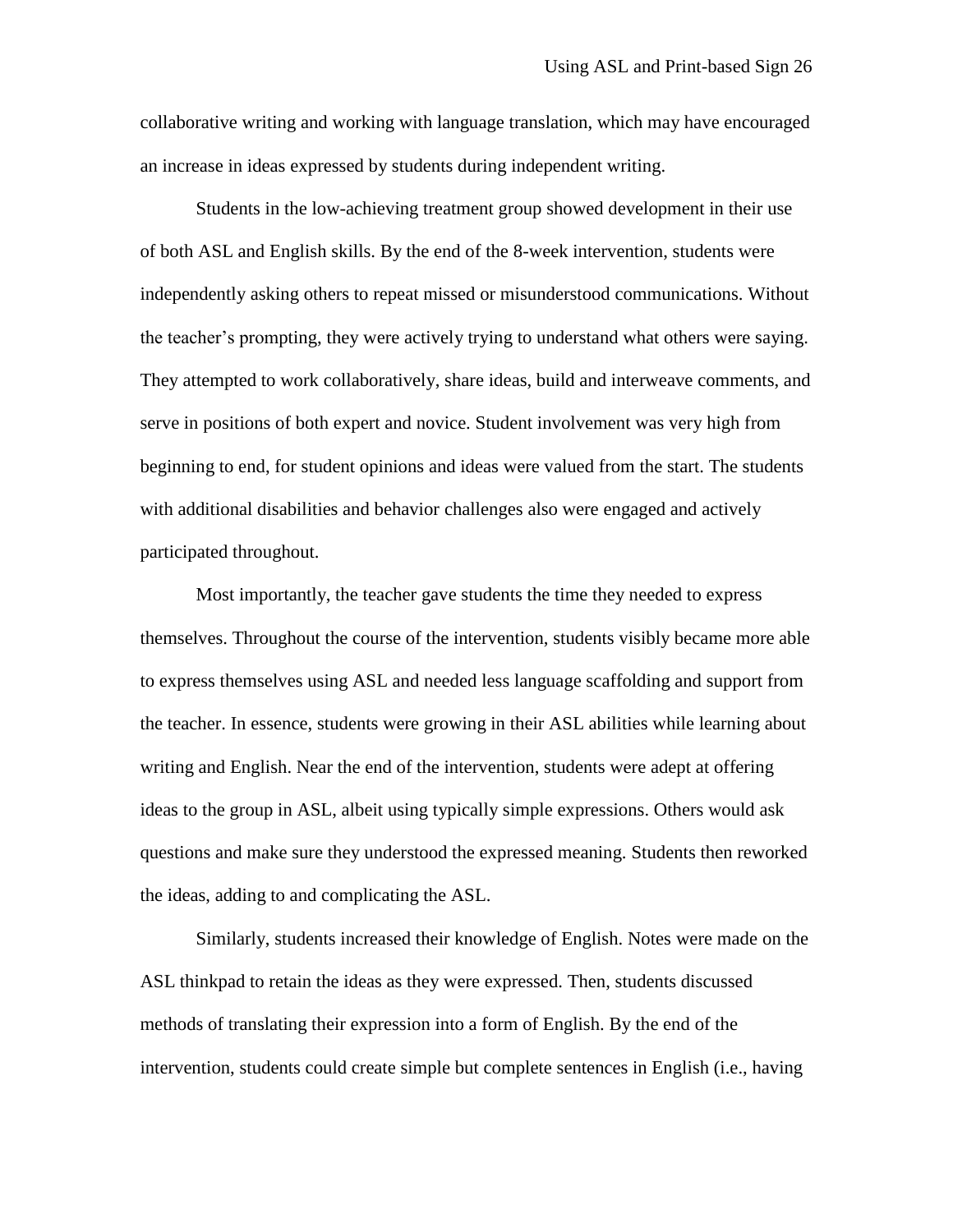collaborative writing and working with language translation, which may have encouraged an increase in ideas expressed by students during independent writing.

Students in the low-achieving treatment group showed development in their use of both ASL and English skills. By the end of the 8-week intervention, students were independently asking others to repeat missed or misunderstood communications. Without the teacher's prompting, they were actively trying to understand what others were saying. They attempted to work collaboratively, share ideas, build and interweave comments, and serve in positions of both expert and novice. Student involvement was very high from beginning to end, for student opinions and ideas were valued from the start. The students with additional disabilities and behavior challenges also were engaged and actively participated throughout.

Most importantly, the teacher gave students the time they needed to express themselves. Throughout the course of the intervention, students visibly became more able to express themselves using ASL and needed less language scaffolding and support from the teacher. In essence, students were growing in their ASL abilities while learning about writing and English. Near the end of the intervention, students were adept at offering ideas to the group in ASL, albeit using typically simple expressions. Others would ask questions and make sure they understood the expressed meaning. Students then reworked the ideas, adding to and complicating the ASL.

Similarly, students increased their knowledge of English. Notes were made on the ASL thinkpad to retain the ideas as they were expressed. Then, students discussed methods of translating their expression into a form of English. By the end of the intervention, students could create simple but complete sentences in English (i.e., having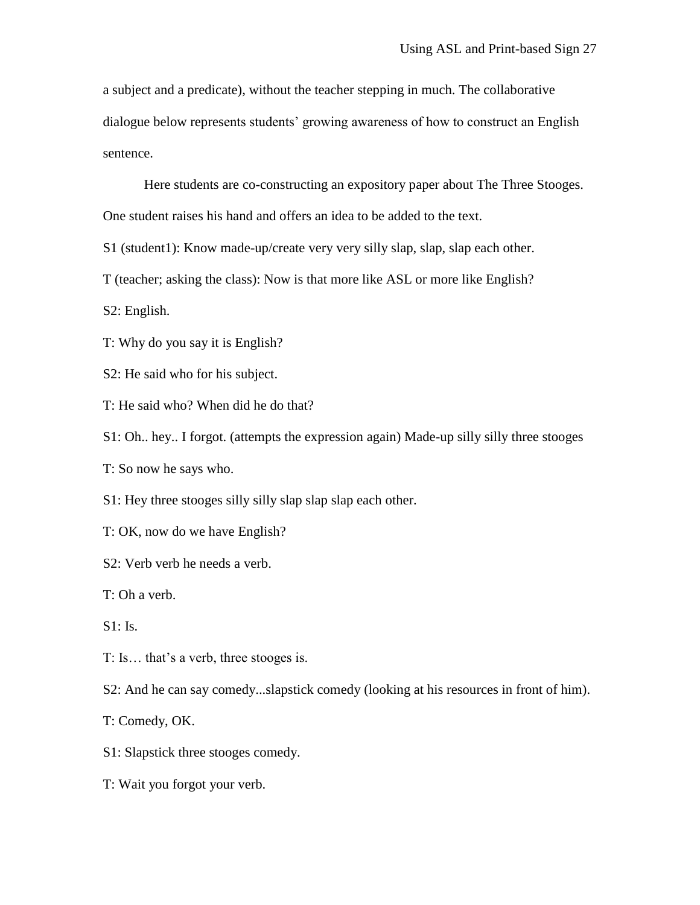a subject and a predicate), without the teacher stepping in much. The collaborative dialogue below represents students' growing awareness of how to construct an English sentence.

Here students are co-constructing an expository paper about The Three Stooges. One student raises his hand and offers an idea to be added to the text.

S1 (student1): Know made-up/create very very silly slap, slap, slap each other.

T (teacher; asking the class): Now is that more like ASL or more like English?

S2: English.

T: Why do you say it is English?

S2: He said who for his subject.

T: He said who? When did he do that?

S1: Oh.. hey.. I forgot. (attempts the expression again) Made-up silly silly three stooges

T: So now he says who.

S1: Hey three stooges silly silly slap slap slap each other.

T: OK, now do we have English?

S2: Verb verb he needs a verb.

T: Oh a verb.

S1: Is.

T: Is… that's a verb, three stooges is.

S2: And he can say comedy...slapstick comedy (looking at his resources in front of him).

T: Comedy, OK.

S1: Slapstick three stooges comedy.

T: Wait you forgot your verb.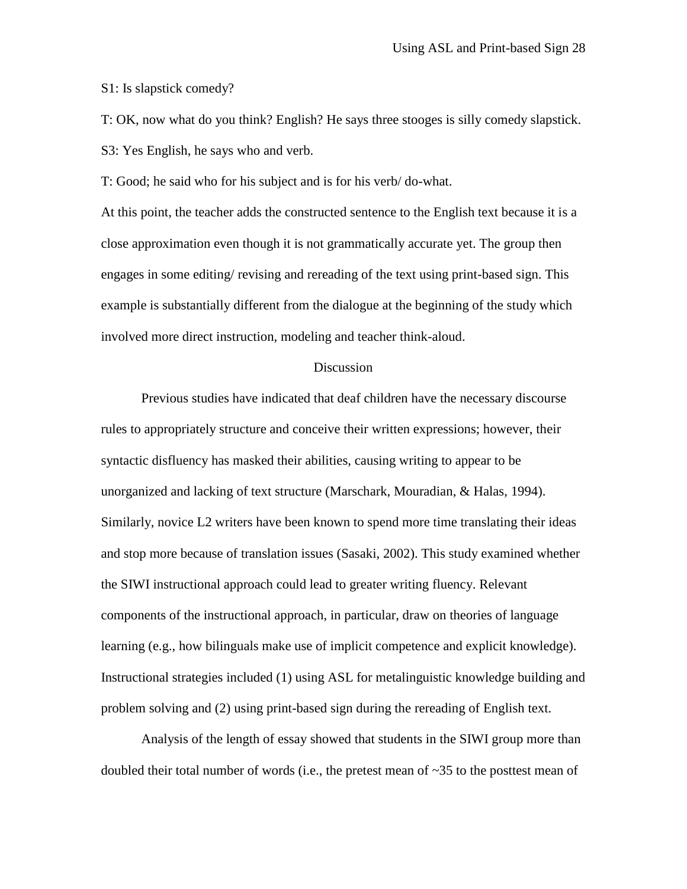S1: Is slapstick comedy?

T: OK, now what do you think? English? He says three stooges is silly comedy slapstick.

S3: Yes English, he says who and verb.

T: Good; he said who for his subject and is for his verb/ do-what.

At this point, the teacher adds the constructed sentence to the English text because it is a close approximation even though it is not grammatically accurate yet. The group then engages in some editing/ revising and rereading of the text using print-based sign. This example is substantially different from the dialogue at the beginning of the study which involved more direct instruction, modeling and teacher think-aloud.

## Discussion

Previous studies have indicated that deaf children have the necessary discourse rules to appropriately structure and conceive their written expressions; however, their syntactic disfluency has masked their abilities, causing writing to appear to be unorganized and lacking of text structure (Marschark, Mouradian, & Halas, 1994). Similarly, novice L2 writers have been known to spend more time translating their ideas and stop more because of translation issues (Sasaki, 2002). This study examined whether the SIWI instructional approach could lead to greater writing fluency. Relevant components of the instructional approach, in particular, draw on theories of language learning (e.g., how bilinguals make use of implicit competence and explicit knowledge). Instructional strategies included (1) using ASL for metalinguistic knowledge building and problem solving and (2) using print-based sign during the rereading of English text.

Analysis of the length of essay showed that students in the SIWI group more than doubled their total number of words (i.e., the pretest mean of ~35 to the posttest mean of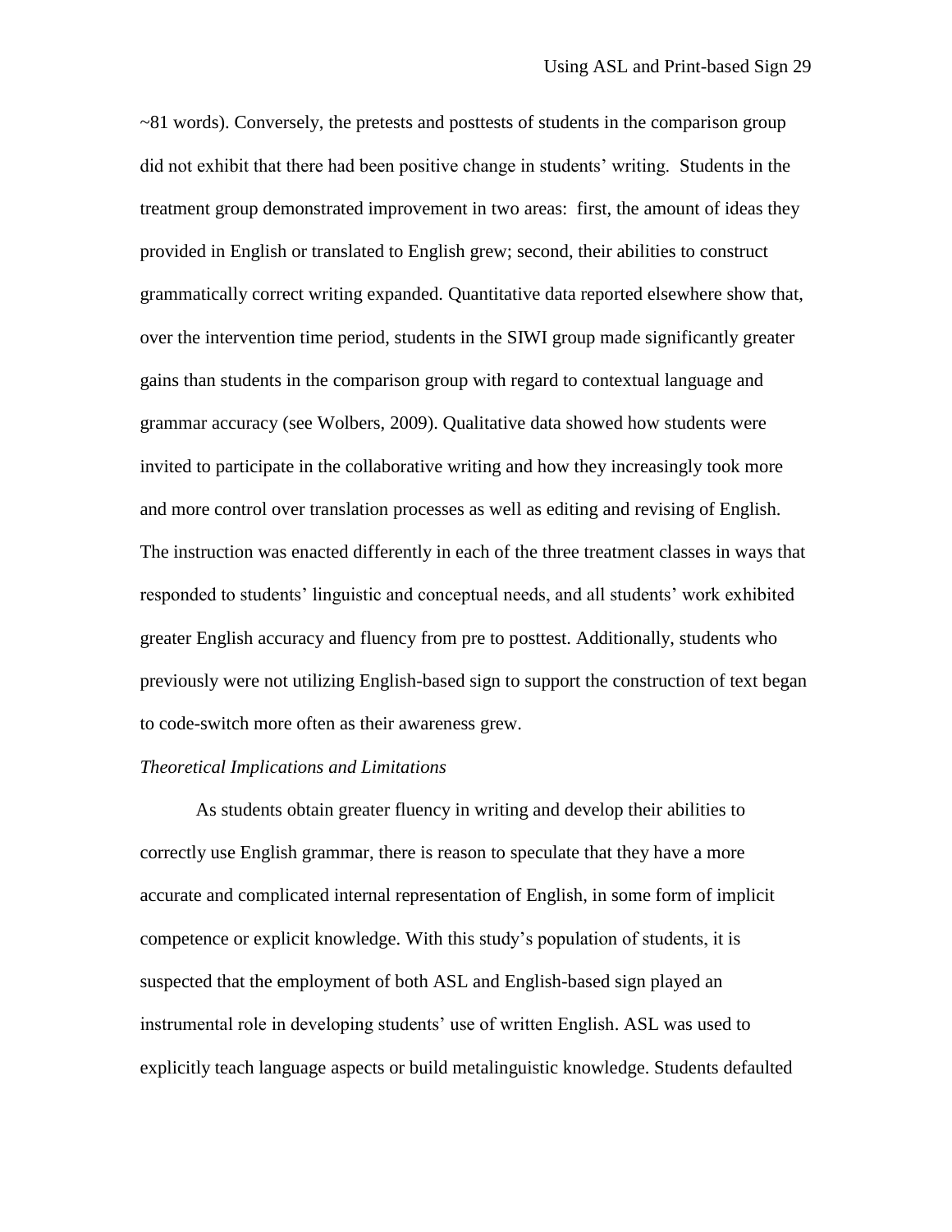~81 words). Conversely, the pretests and posttests of students in the comparison group did not exhibit that there had been positive change in students' writing. Students in the treatment group demonstrated improvement in two areas: first, the amount of ideas they provided in English or translated to English grew; second, their abilities to construct grammatically correct writing expanded. Quantitative data reported elsewhere show that, over the intervention time period, students in the SIWI group made significantly greater gains than students in the comparison group with regard to contextual language and grammar accuracy (see Wolbers, 2009). Qualitative data showed how students were invited to participate in the collaborative writing and how they increasingly took more and more control over translation processes as well as editing and revising of English. The instruction was enacted differently in each of the three treatment classes in ways that responded to students' linguistic and conceptual needs, and all students' work exhibited greater English accuracy and fluency from pre to posttest. Additionally, students who previously were not utilizing English-based sign to support the construction of text began to code-switch more often as their awareness grew.

*Theoretical Implications and Limitations*

As students obtain greater fluency in writing and develop their abilities to correctly use English grammar, there is reason to speculate that they have a more accurate and complicated internal representation of English, in some form of implicit competence or explicit knowledge. With this study's population of students, it is suspected that the employment of both ASL and English-based sign played an instrumental role in developing students' use of written English. ASL was used to explicitly teach language aspects or build metalinguistic knowledge. Students defaulted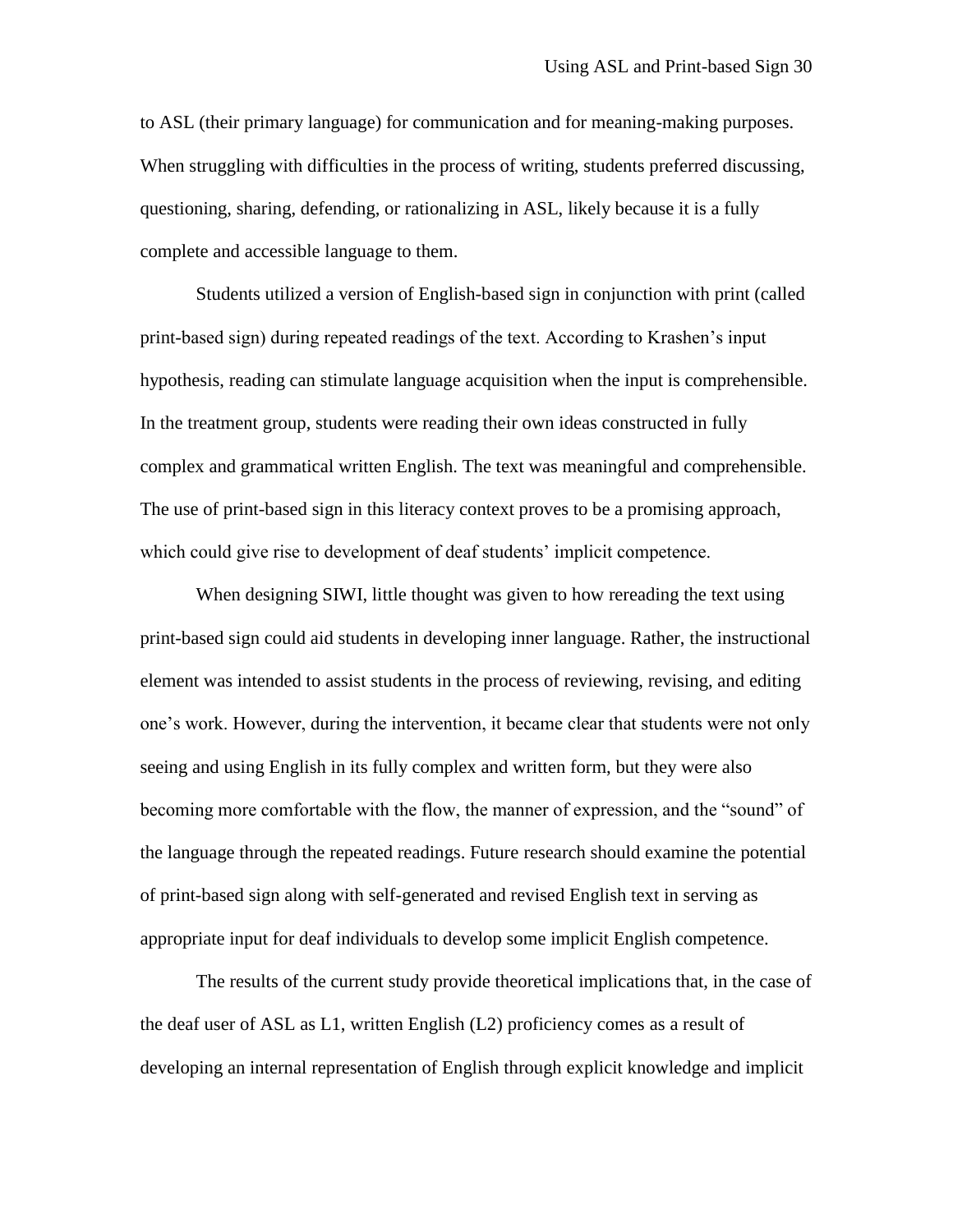to ASL (their primary language) for communication and for meaning-making purposes. When struggling with difficulties in the process of writing, students preferred discussing, questioning, sharing, defending, or rationalizing in ASL, likely because it is a fully complete and accessible language to them.

Students utilized a version of English-based sign in conjunction with print (called print-based sign) during repeated readings of the text. According to Krashen's input hypothesis, reading can stimulate language acquisition when the input is comprehensible. In the treatment group, students were reading their own ideas constructed in fully complex and grammatical written English. The text was meaningful and comprehensible. The use of print-based sign in this literacy context proves to be a promising approach, which could give rise to development of deaf students' implicit competence.

When designing SIWI, little thought was given to how rereading the text using print-based sign could aid students in developing inner language. Rather, the instructional element was intended to assist students in the process of reviewing, revising, and editing one's work. However, during the intervention, it became clear that students were not only seeing and using English in its fully complex and written form, but they were also becoming more comfortable with the flow, the manner of expression, and the "sound" of the language through the repeated readings. Future research should examine the potential of print-based sign along with self-generated and revised English text in serving as appropriate input for deaf individuals to develop some implicit English competence.

The results of the current study provide theoretical implications that, in the case of the deaf user of ASL as L1, written English (L2) proficiency comes as a result of developing an internal representation of English through explicit knowledge and implicit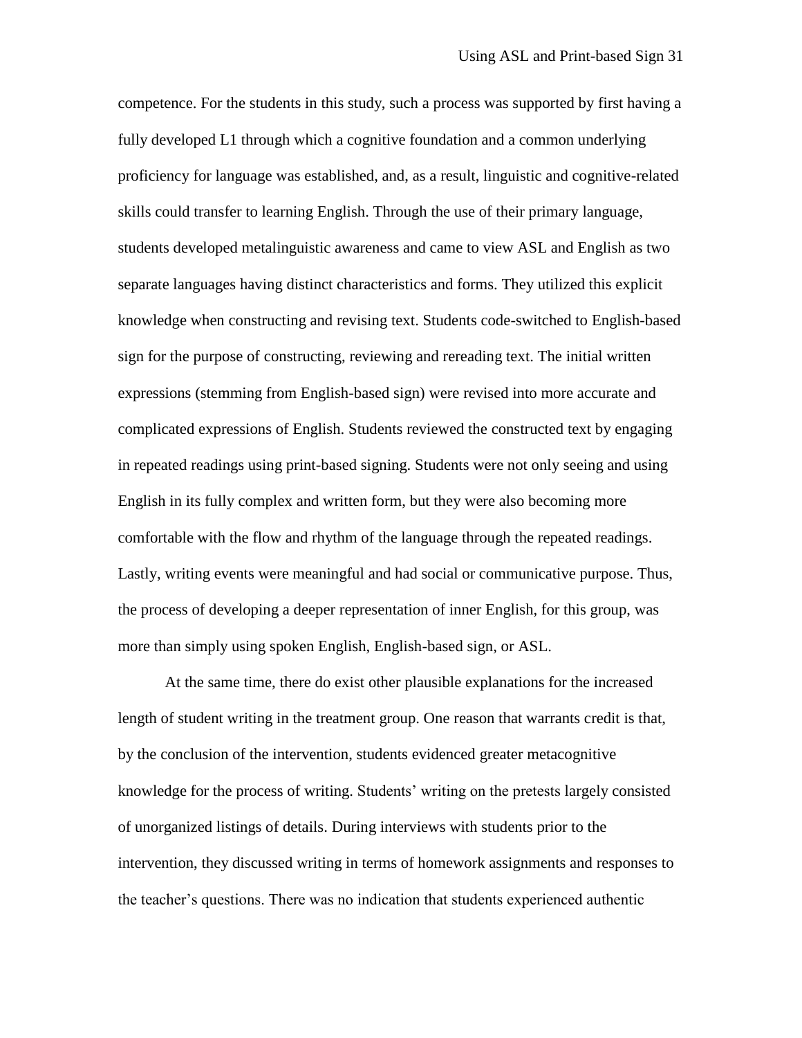competence. For the students in this study, such a process was supported by first having a fully developed L1 through which a cognitive foundation and a common underlying proficiency for language was established, and, as a result, linguistic and cognitive-related skills could transfer to learning English. Through the use of their primary language, students developed metalinguistic awareness and came to view ASL and English as two separate languages having distinct characteristics and forms. They utilized this explicit knowledge when constructing and revising text. Students code-switched to English-based sign for the purpose of constructing, reviewing and rereading text. The initial written expressions (stemming from English-based sign) were revised into more accurate and complicated expressions of English. Students reviewed the constructed text by engaging in repeated readings using print-based signing. Students were not only seeing and using English in its fully complex and written form, but they were also becoming more comfortable with the flow and rhythm of the language through the repeated readings. Lastly, writing events were meaningful and had social or communicative purpose. Thus, the process of developing a deeper representation of inner English, for this group, was more than simply using spoken English, English-based sign, or ASL.

At the same time, there do exist other plausible explanations for the increased length of student writing in the treatment group. One reason that warrants credit is that, by the conclusion of the intervention, students evidenced greater metacognitive knowledge for the process of writing. Students' writing on the pretests largely consisted of unorganized listings of details. During interviews with students prior to the intervention, they discussed writing in terms of homework assignments and responses to the teacher's questions. There was no indication that students experienced authentic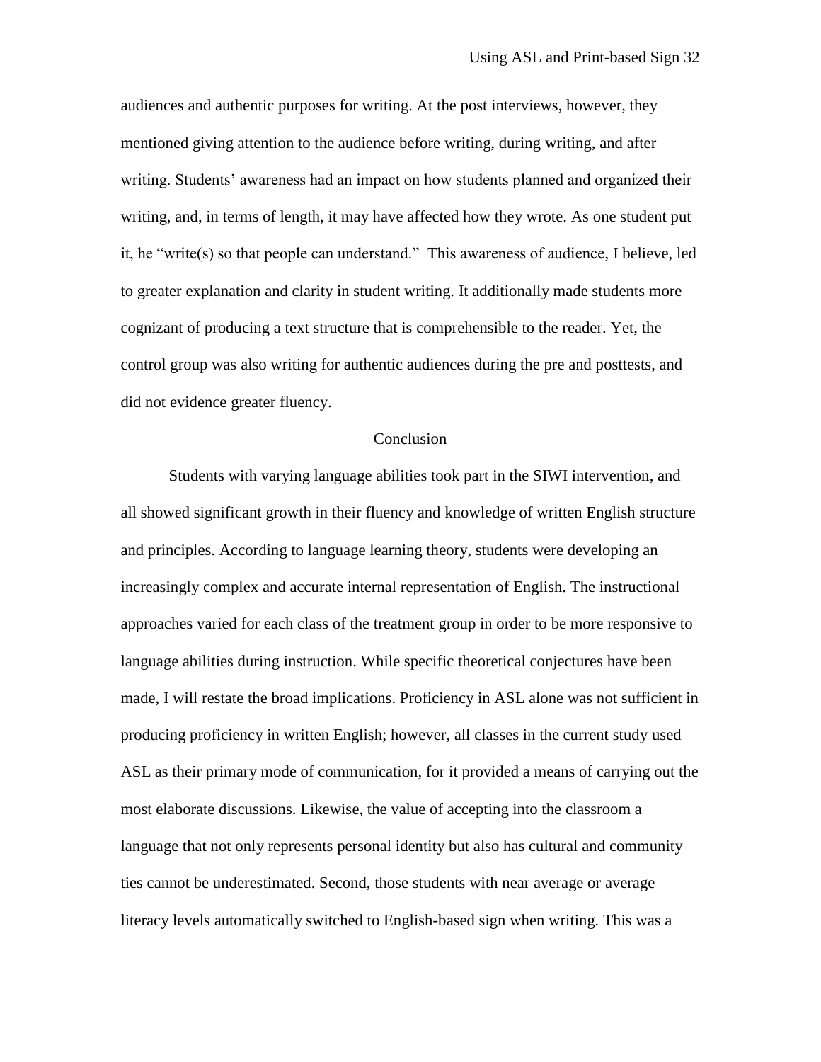audiences and authentic purposes for writing. At the post interviews, however, they mentioned giving attention to the audience before writing, during writing, and after writing. Students' awareness had an impact on how students planned and organized their writing, and, in terms of length, it may have affected how they wrote. As one student put it, he "write(s) so that people can understand." This awareness of audience, I believe, led to greater explanation and clarity in student writing. It additionally made students more cognizant of producing a text structure that is comprehensible to the reader. Yet, the control group was also writing for authentic audiences during the pre and posttests, and did not evidence greater fluency.

## Conclusion

Students with varying language abilities took part in the SIWI intervention, and all showed significant growth in their fluency and knowledge of written English structure and principles. According to language learning theory, students were developing an increasingly complex and accurate internal representation of English. The instructional approaches varied for each class of the treatment group in order to be more responsive to language abilities during instruction. While specific theoretical conjectures have been made, I will restate the broad implications. Proficiency in ASL alone was not sufficient in producing proficiency in written English; however, all classes in the current study used ASL as their primary mode of communication, for it provided a means of carrying out the most elaborate discussions. Likewise, the value of accepting into the classroom a language that not only represents personal identity but also has cultural and community ties cannot be underestimated. Second, those students with near average or average literacy levels automatically switched to English-based sign when writing. This was a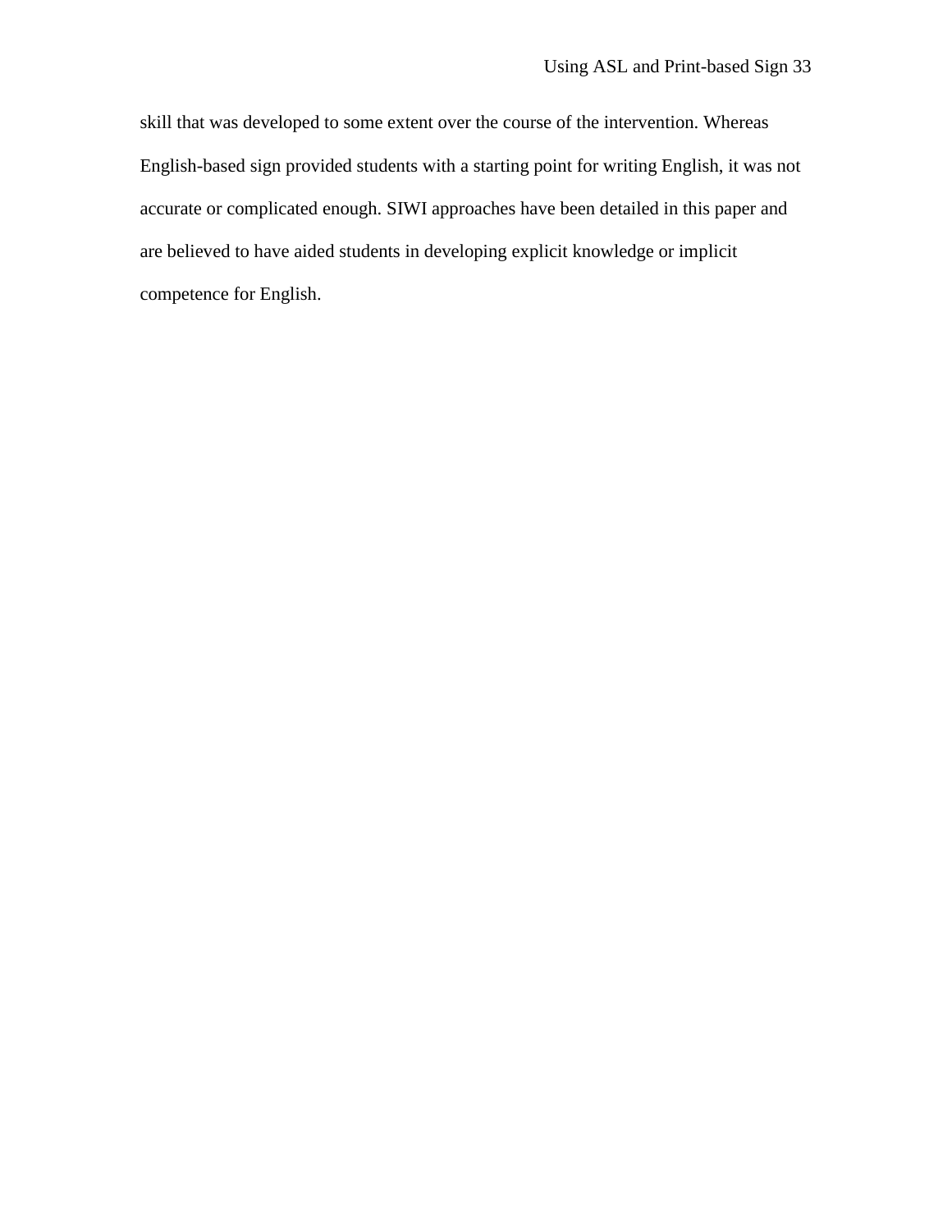skill that was developed to some extent over the course of the intervention. Whereas English-based sign provided students with a starting point for writing English, it was not accurate or complicated enough. SIWI approaches have been detailed in this paper and are believed to have aided students in developing explicit knowledge or implicit competence for English.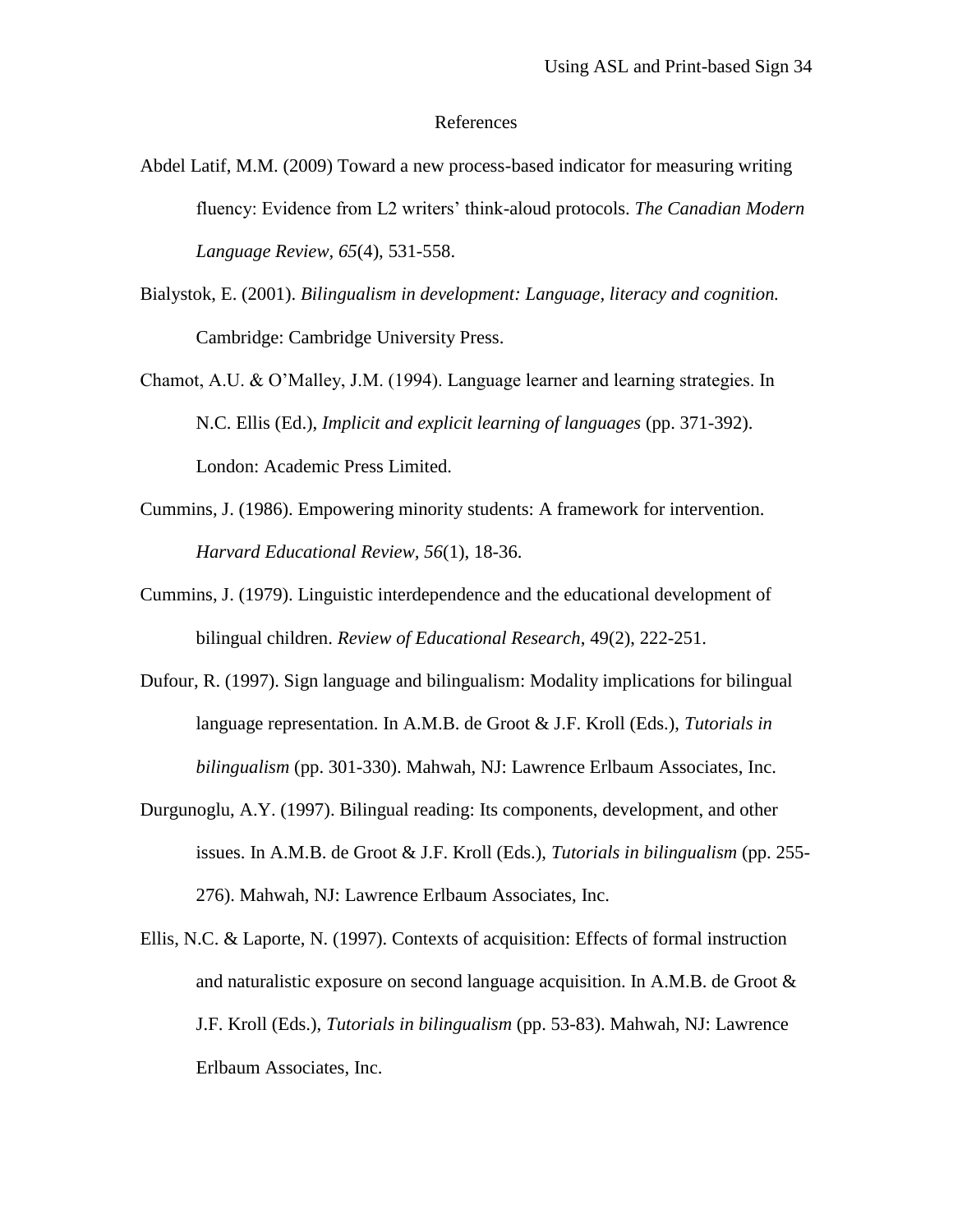# References

Abdel Latif, M.M. (2009) Toward a new process-based indicator for measuring writing fluency: Evidence from L2 writers' think-aloud protocols. *The Canadian Modern Language Review, 65*(4), 531-558.

Bialystok, E. (2001). *Bilingualism in development: Language, literacy and cognition.* Cambridge: Cambridge University Press.

Chamot, A.U. & O'Malley, J.M. (1994). Language learner and learning strategies. In N.C. Ellis (Ed.), *Implicit and explicit learning of languages* (pp. 371-392). London: Academic Press Limited.

Cummins, J. (1986). Empowering minority students: A framework for intervention. *Harvard Educational Review, 56*(1), 18-36.

Cummins, J. (1979). Linguistic interdependence and the educational development of bilingual children. *Review of Educational Research,* 49(2), 222-251.

Dufour, R. (1997). Sign language and bilingualism: Modality implications for bilingual language representation. In A.M.B. de Groot & J.F. Kroll (Eds.), *Tutorials in bilingualism* (pp. 301-330). Mahwah, NJ: Lawrence Erlbaum Associates, Inc.

Durgunoglu, A.Y. (1997). Bilingual reading: Its components, development, and other issues. In A.M.B. de Groot & J.F. Kroll (Eds.), *Tutorials in bilingualism* (pp. 255-276). Mahwah, NJ: Lawrence Erlbaum Associates, Inc.

Ellis, N.C. & Laporte, N. (1997). Contexts of acquisition: Effects of formal instruction and naturalistic exposure on second language acquisition. In A.M.B. de Groot & J.F. Kroll (Eds.), *Tutorials in bilingualism* (pp. 53-83). Mahwah, NJ: Lawrence Erlbaum Associates, Inc.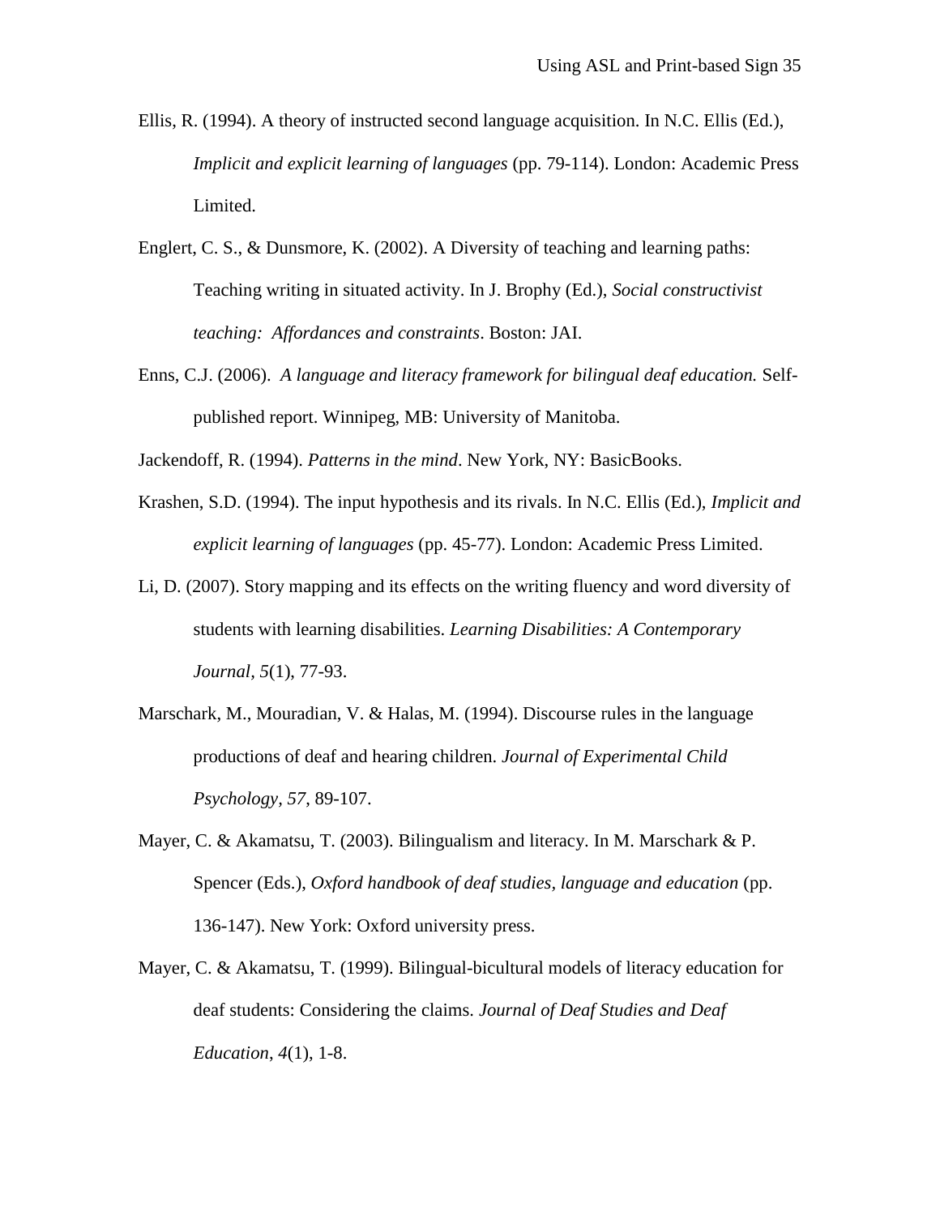Ellis, R. (1994). A theory of instructed second language acquisition. In N.C. Ellis (Ed.), *Implicit and explicit learning of languages* (pp. 79-114). London: Academic Press Limited.

Englert, C. S., & Dunsmore, K. (2002). A Diversity of teaching and learning paths: Teaching writing in situated activity. In J. Brophy (Ed.), *Social constructivist teaching: Affordances and constraints*. Boston: JAI.

Enns, C.J. (2006). *A language and literacy framework for bilingual deaf education.* Self-published report. Winnipeg, MB: University of Manitoba.

Jackendoff, R. (1994). *Patterns in the mind*. New York, NY: BasicBooks.

Krashen, S.D. (1994). The input hypothesis and its rivals. In N.C. Ellis (Ed.), *Implicit and explicit learning of languages* (pp. 45-77). London: Academic Press Limited.

Li, D. (2007). Story mapping and its effects on the writing fluency and word diversity of students with learning disabilities. *Learning Disabilities: A Contemporary Journal*, *5*(1), 77-93.

Marschark, M., Mouradian, V. & Halas, M. (1994). Discourse rules in the language productions of deaf and hearing children. *Journal of Experimental Child Psychology, 57*, 89-107.

Mayer, C. & Akamatsu, T. (2003). Bilingualism and literacy. In M. Marschark & P. Spencer (Eds.), *Oxford handbook of deaf studies, language and education* (pp. 136-147). New York: Oxford university press.

Mayer, C. & Akamatsu, T. (1999). Bilingual-bicultural models of literacy education for deaf students: Considering the claims. *Journal of Deaf Studies and Deaf Education*, *4*(1), 1-8.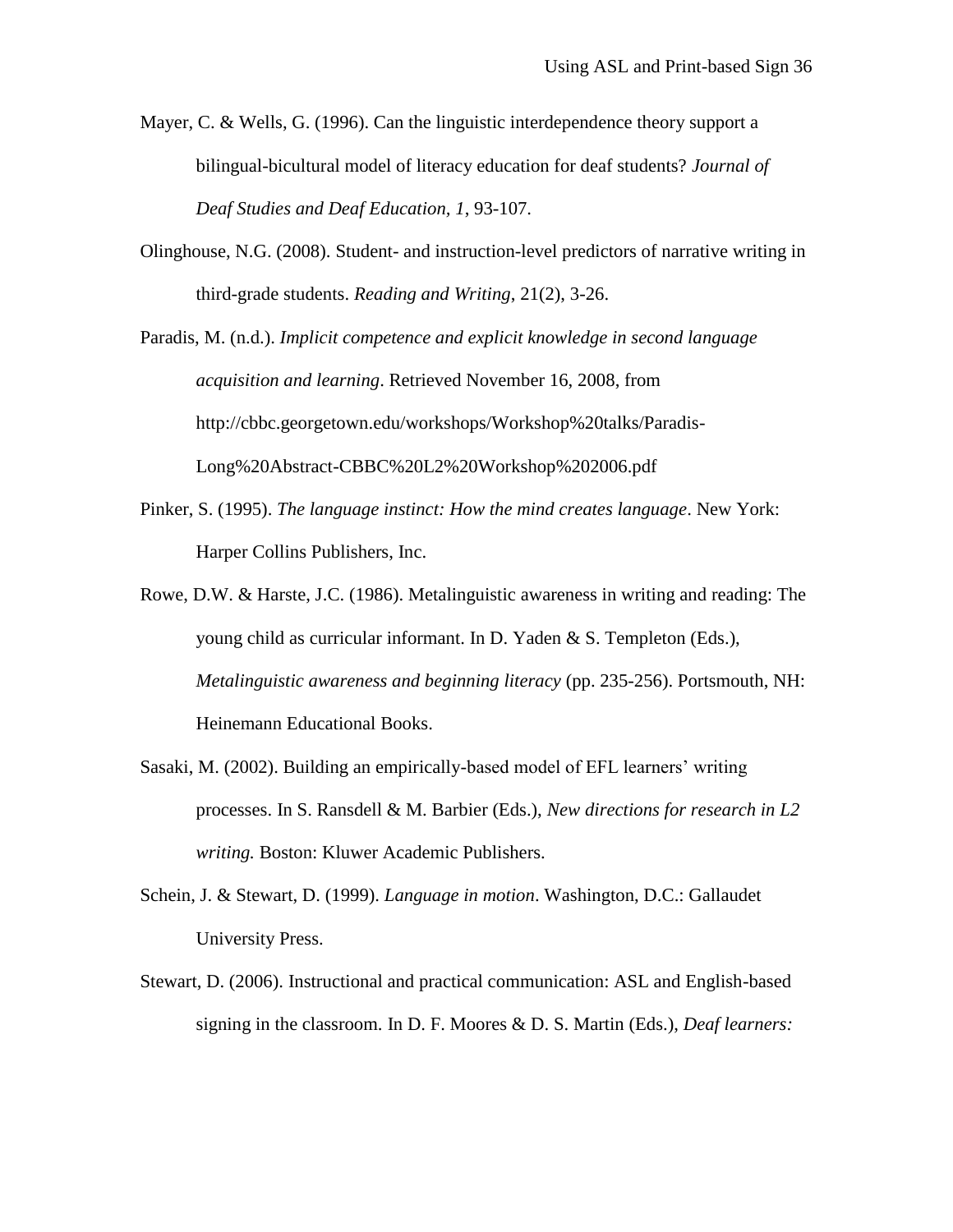Mayer, C. & Wells, G. (1996). Can the linguistic interdependence theory support a bilingual-bicultural model of literacy education for deaf students? *Journal of Deaf Studies and Deaf Education, 1*, 93-107.

Olinghouse, N.G. (2008). Student- and instruction-level predictors of narrative writing in third-grade students. *Reading and Writing*, 21(2), 3-26.

Paradis, M. (n.d.). *Implicit competence and explicit knowledge in second language acquisition and learning*. Retrieved November 16, 2008, from http://cbbc.georgetown.edu/workshops/Workshop%20talks/Paradis-Long%20Abstract-CBBC%20L2%20Workshop%202006.pdf

Pinker, S. (1995). *The language instinct: How the mind creates language*. New York: Harper Collins Publishers, Inc.

Rowe, D.W. & Harste, J.C. (1986). Metalinguistic awareness in writing and reading: The young child as curricular informant. In D. Yaden & S. Templeton (Eds.), *Metalinguistic awareness and beginning literacy* (pp. 235-256). Portsmouth, NH: Heinemann Educational Books.

Sasaki, M. (2002). Building an empirically-based model of EFL learners' writing processes. In S. Ransdell & M. Barbier (Eds.), *New directions for research in L2 writing.* Boston: Kluwer Academic Publishers.

Schein, J. & Stewart, D. (1999). *Language in motion*. Washington, D.C.: Gallaudet University Press.

Stewart, D. (2006). Instructional and practical communication: ASL and English-based signing in the classroom. In D. F. Moores & D. S. Martin (Eds.), *Deaf learners:*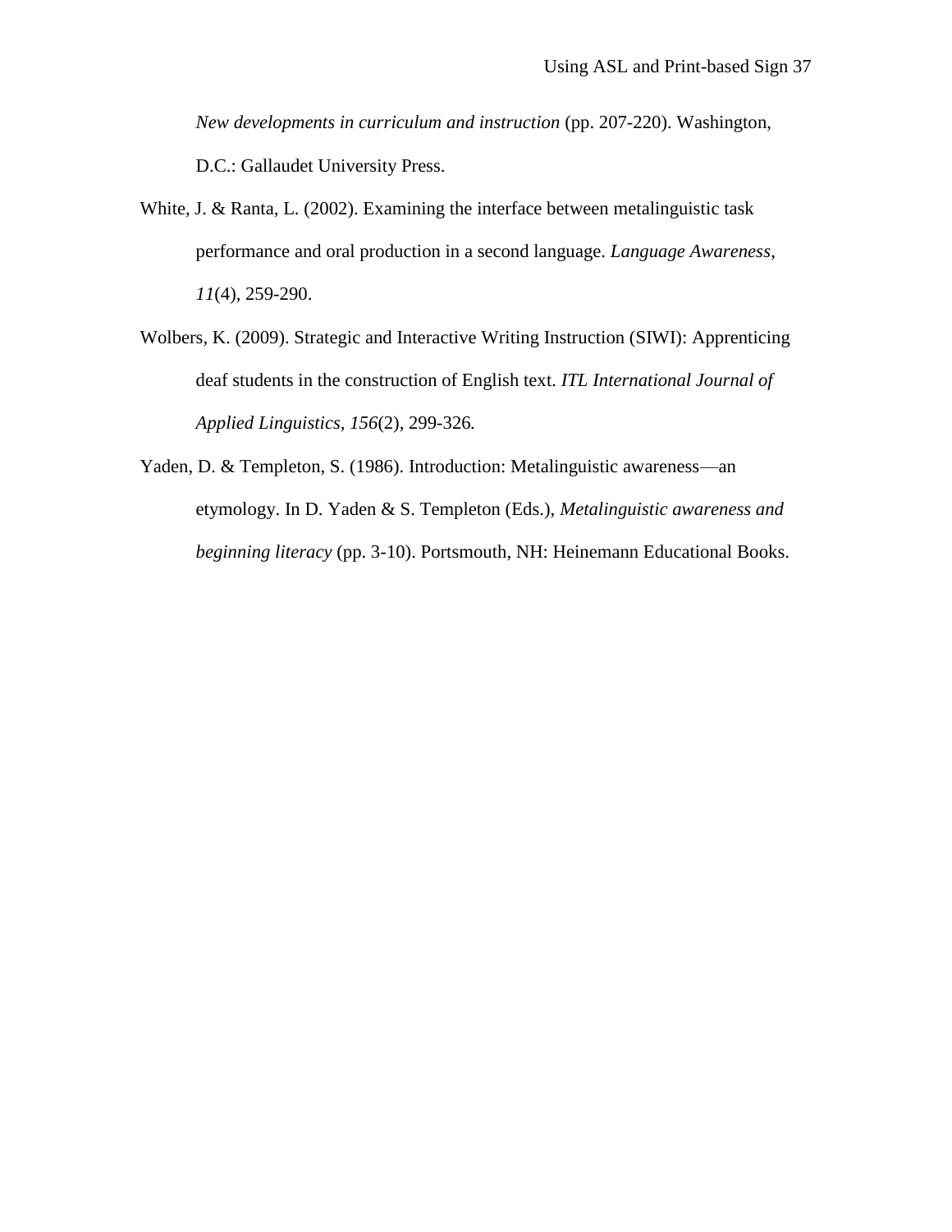*New developments in curriculum and instruction* (pp. 207-220). Washington, D.C.: Gallaudet University Press.

White, J. & Ranta, L. (2002). Examining the interface between metalinguistic task performance and oral production in a second language. *Language Awareness*, *11*(4), 259-290.

Wolbers, K. (2009). Strategic and Interactive Writing Instruction (SIWI): Apprenticing deaf students in the construction of English text. *ITL International Journal of Applied Linguistics, 156*(2), 299-326*.*

Yaden, D. & Templeton, S. (1986). Introduction: Metalinguistic awareness—an etymology. In D. Yaden & S. Templeton (Eds.), *Metalinguistic awareness and beginning literacy* (pp. 3-10). Portsmouth, NH: Heinemann Educational Books.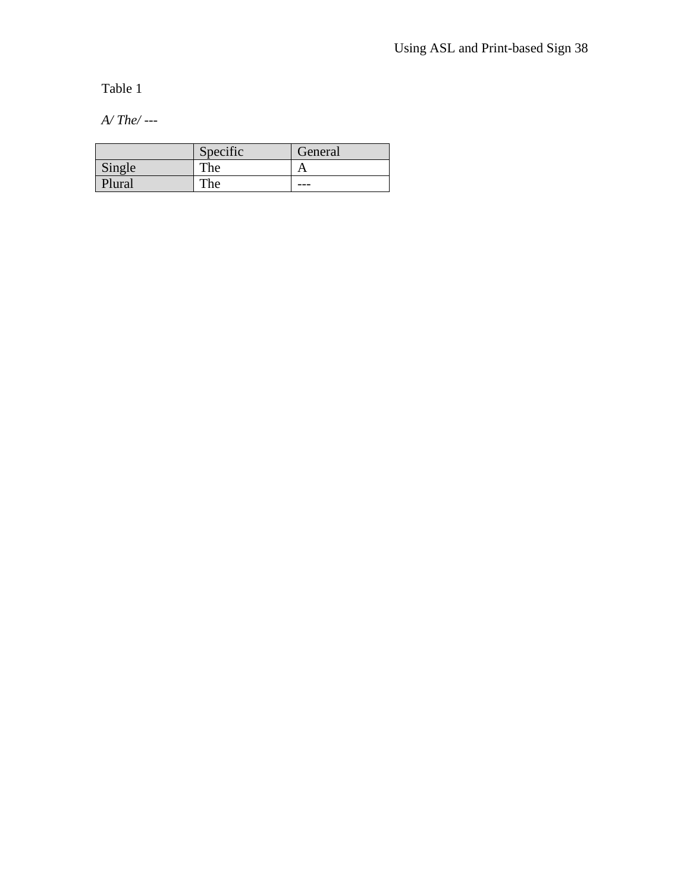Table 1

*A/ The/* ---

| | Specific | General |
|---|---|---|
| Single | The | A |
| Plural | The | --- |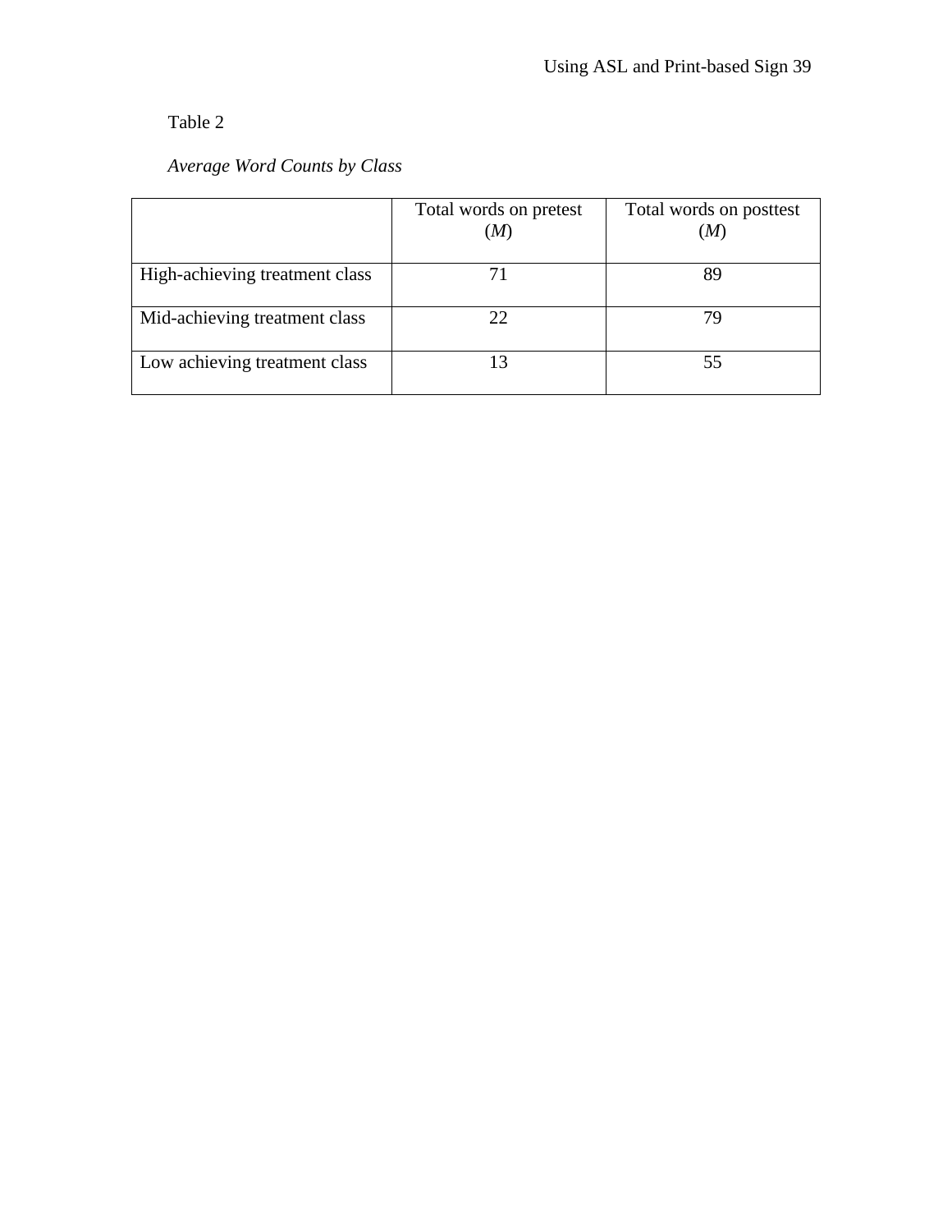Table 2

*Average Word Counts by Class*

| | Total words on pretest (*M*) | Total words on posttest (*M*) |
|---|---|---|
| High-achieving treatment class | 71 | 89 |
| Mid-achieving treatment class | 22 | 79 |
| Low achieving treatment class | 13 | 55 |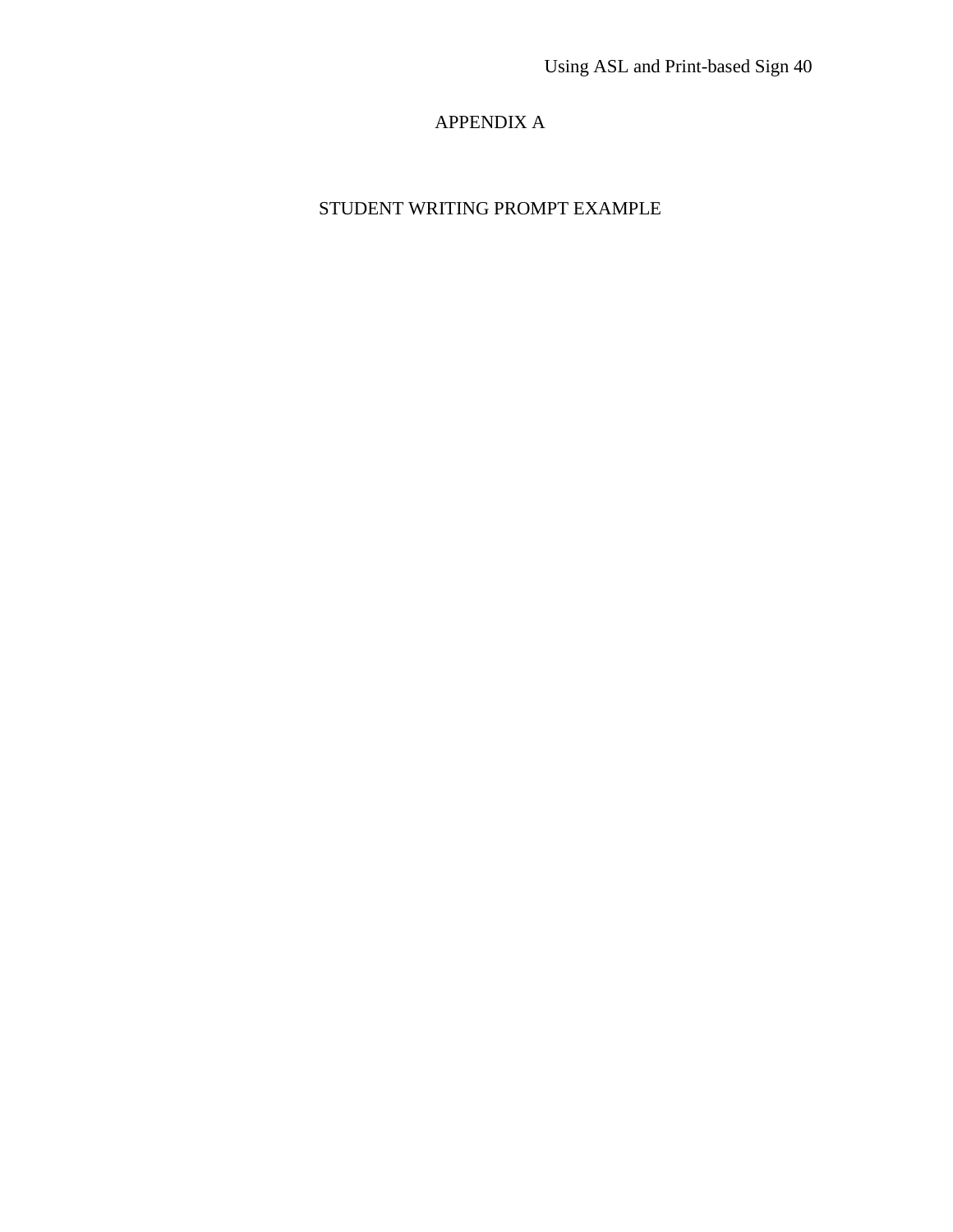# APPENDIX A

## STUDENT WRITING PROMPT EXAMPLE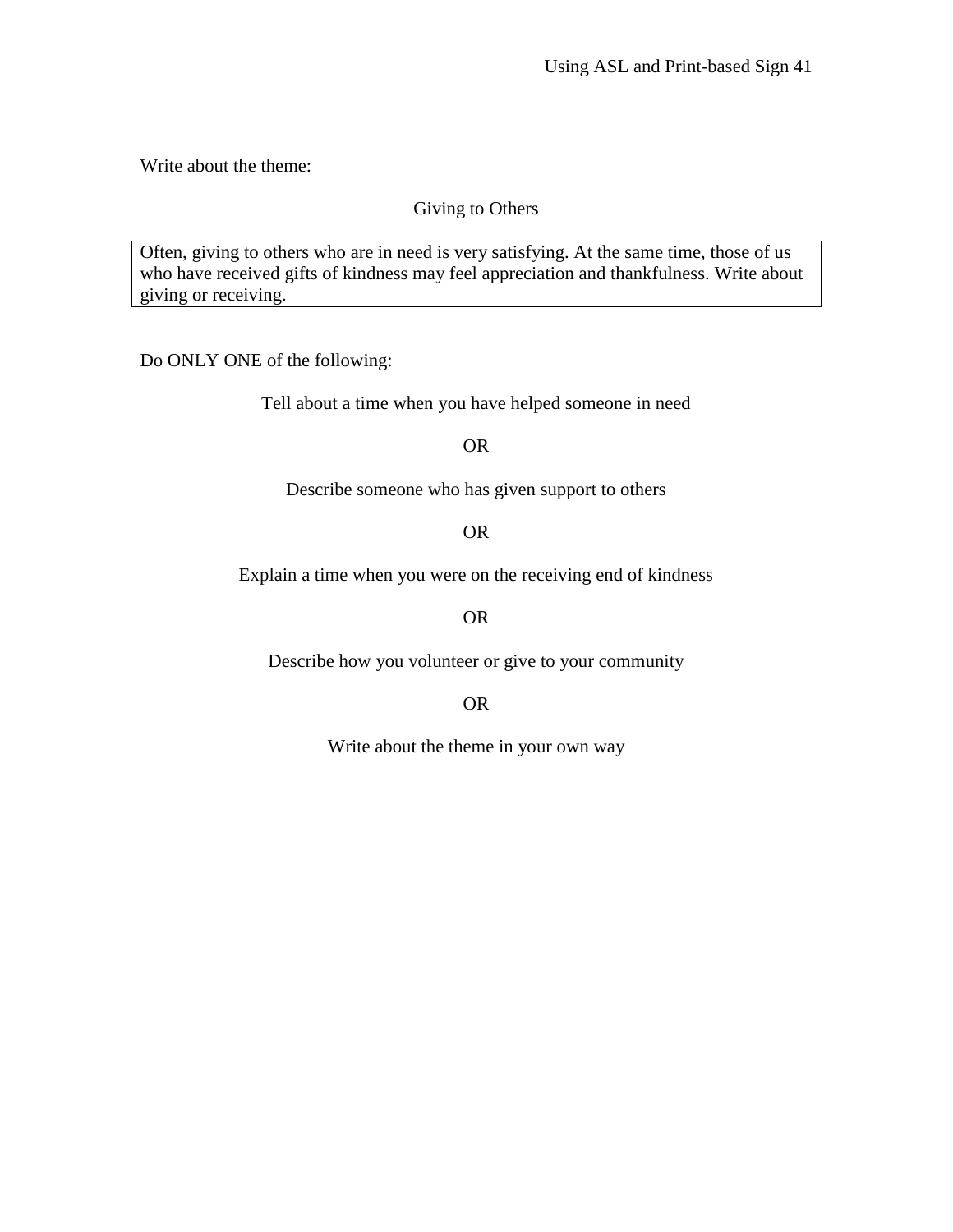Write about the theme:

Giving to Others

| Often, giving to others who are in need is very satisfying. At the same time, those of us who have received gifts of kindness may feel appreciation and thankfulness. Write about giving or receiving. |
|---|

Do ONLY ONE of the following:

Tell about a time when you have helped someone in need

OR

Describe someone who has given support to others

OR

Explain a time when you were on the receiving end of kindness

OR

Describe how you volunteer or give to your community

OR

Write about the theme in your own way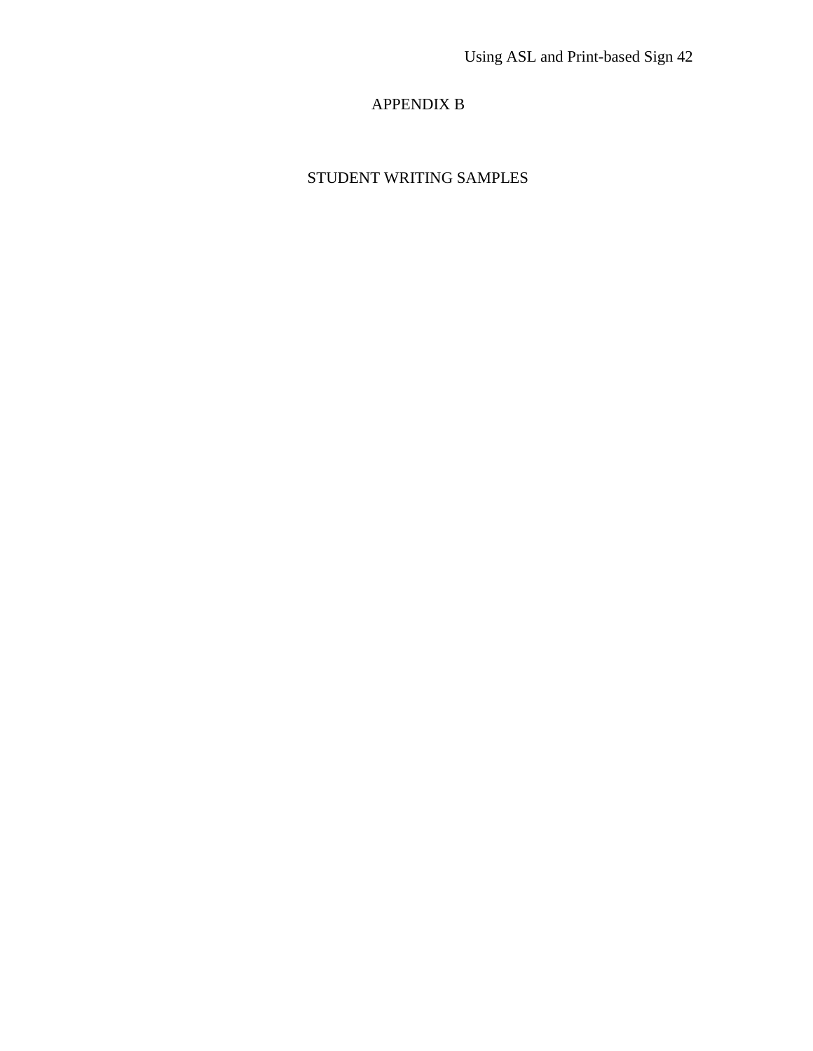# APPENDIX B

## STUDENT WRITING SAMPLES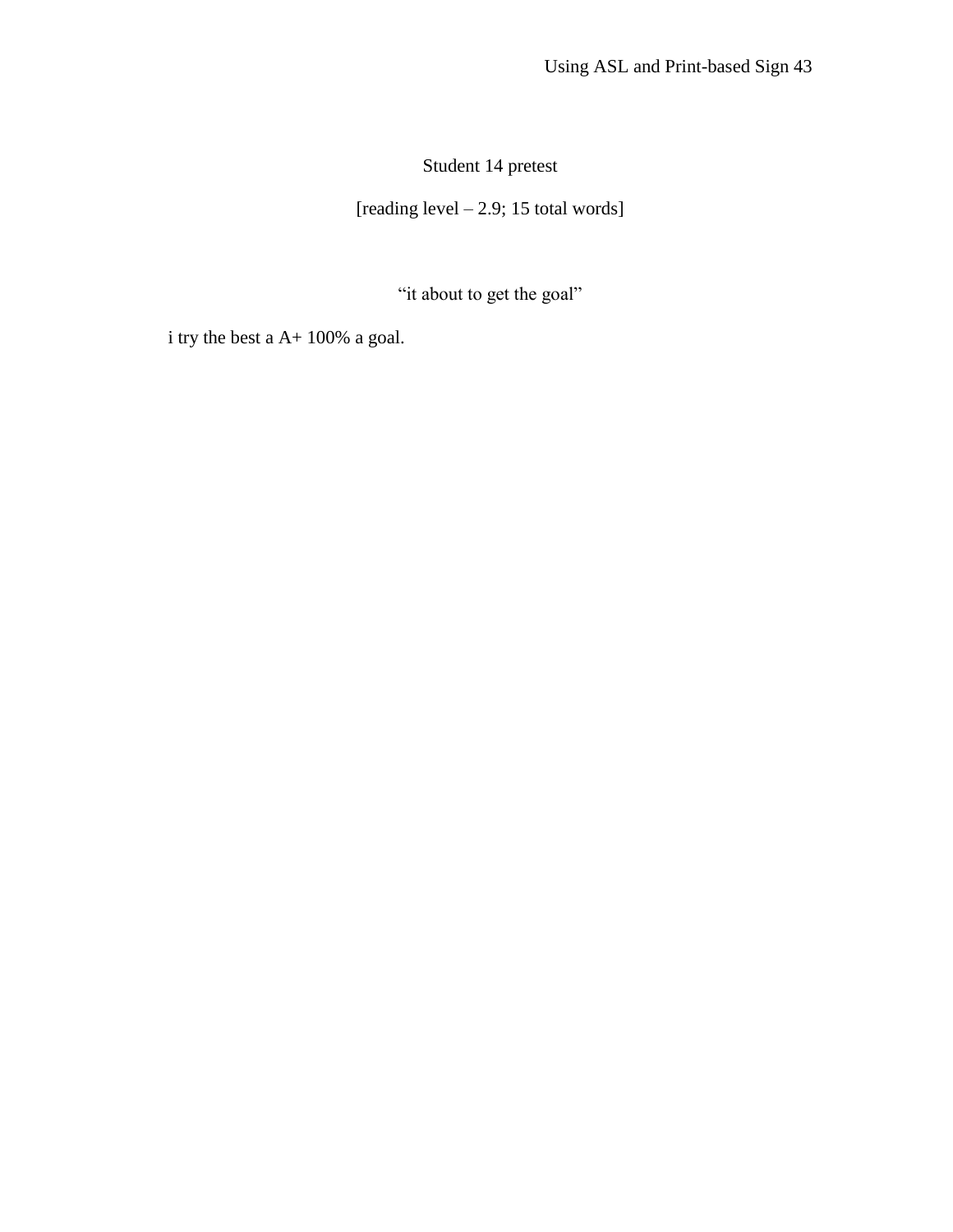Student 14 pretest

[reading level – 2.9; 15 total words]

“it about to get the goal”

i try the best a A+ 100% a goal.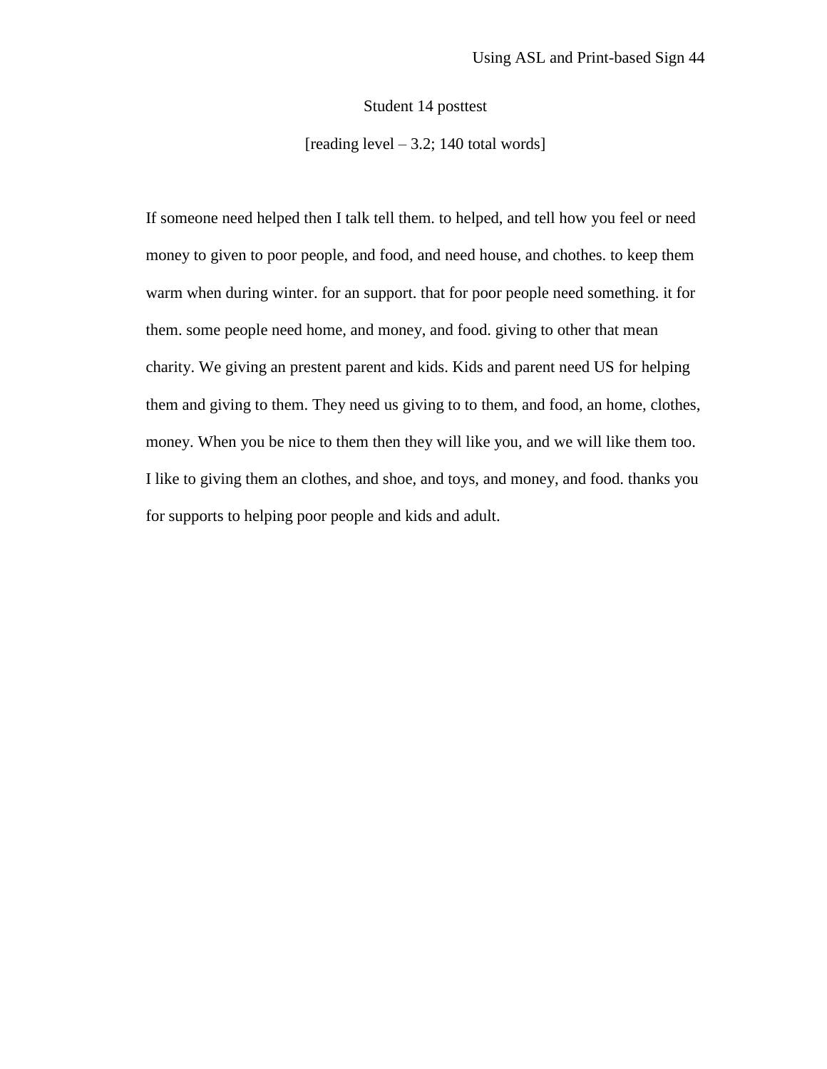Student 14 posttest

[reading level – 3.2; 140 total words]

If someone need helped then I talk tell them. to helped, and tell how you feel or need money to given to poor people, and food, and need house, and chothes. to keep them warm when during winter. for an support. that for poor people need something. it for them. some people need home, and money, and food. giving to other that mean charity. We giving an prestent parent and kids. Kids and parent need US for helping them and giving to them. They need us giving to to them, and food, an home, clothes, money. When you be nice to them then they will like you, and we will like them too. I like to giving them an clothes, and shoe, and toys, and money, and food. thanks you for supports to helping poor people and kids and adult.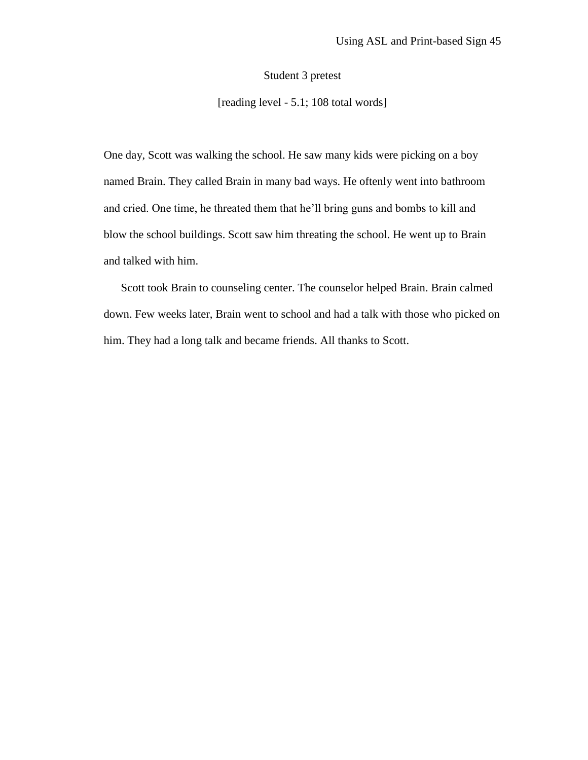Student 3 pretest

[reading level - 5.1; 108 total words]

One day, Scott was walking the school. He saw many kids were picking on a boy named Brain. They called Brain in many bad ways. He oftenly went into bathroom and cried. One time, he threated them that he'll bring guns and bombs to kill and blow the school buildings. Scott saw him threating the school. He went up to Brain and talked with him.

Scott took Brain to counseling center. The counselor helped Brain. Brain calmed down. Few weeks later, Brain went to school and had a talk with those who picked on him. They had a long talk and became friends. All thanks to Scott.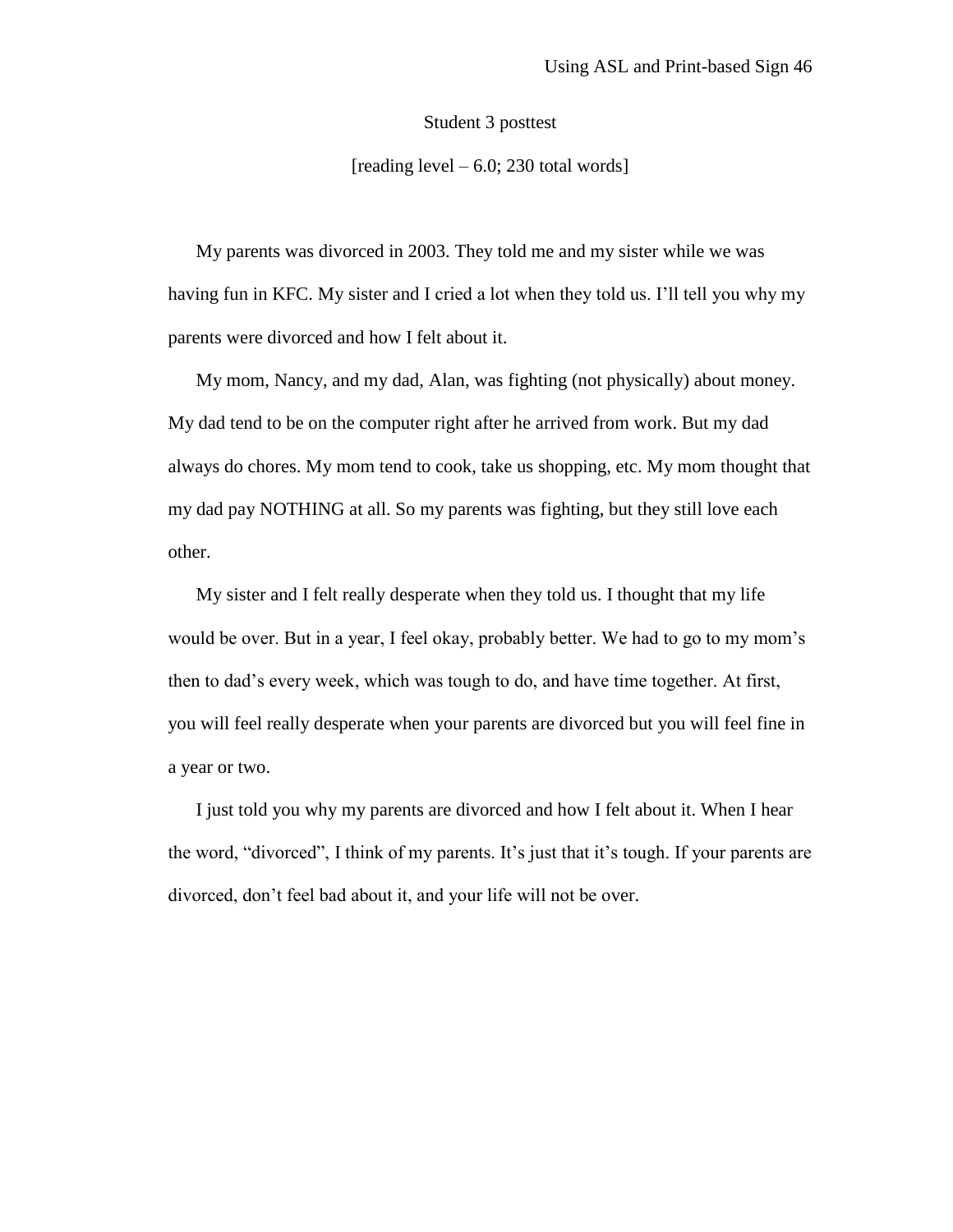Student 3 posttest

[reading level – 6.0; 230 total words]

My parents was divorced in 2003. They told me and my sister while we was having fun in KFC. My sister and I cried a lot when they told us. I'll tell you why my parents were divorced and how I felt about it.

My mom, Nancy, and my dad, Alan, was fighting (not physically) about money. My dad tend to be on the computer right after he arrived from work. But my dad always do chores. My mom tend to cook, take us shopping, etc. My mom thought that my dad pay NOTHING at all. So my parents was fighting, but they still love each other.

My sister and I felt really desperate when they told us. I thought that my life would be over. But in a year, I feel okay, probably better. We had to go to my mom's then to dad's every week, which was tough to do, and have time together. At first, you will feel really desperate when your parents are divorced but you will feel fine in a year or two.

I just told you why my parents are divorced and how I felt about it. When I hear the word, "divorced", I think of my parents. It's just that it's tough. If your parents are divorced, don't feel bad about it, and your life will not be over.